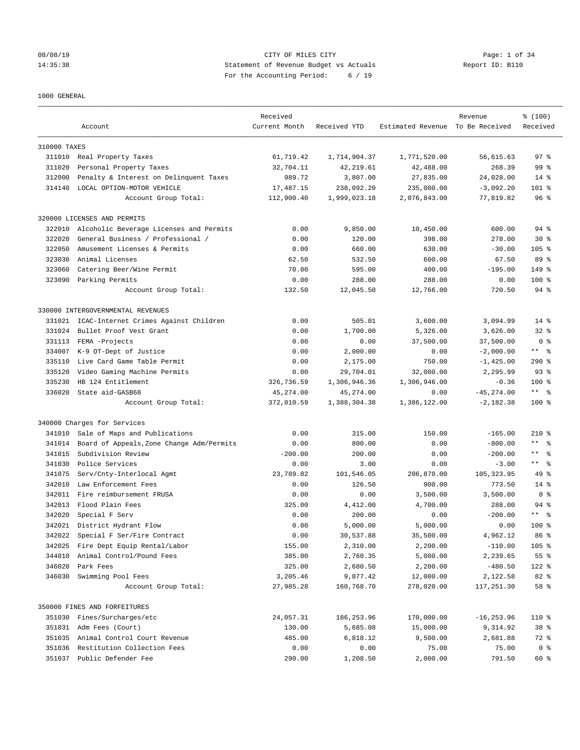08/08/19 CITY OF MILES CITY
14:35:38 Statement of Revenue Budget vs Actuals Report ID: B110
For the Accounting Period: 6 / 19

1000 GENERAL

| Account | | Received Current Month | Received YTD | Estimated Revenue | Revenue To Be Received | % (100) Received |
|---|---|---|---|---|---|---|
| 310000 TAXES | | | | | | |
| 311010 | Real Property Taxes | 61,719.42 | 1,714,904.37 | 1,771,520.00 | 56,615.63 | 97 % |
| 311020 | Personal Property Taxes | 32,704.11 | 42,219.61 | 42,488.00 | 268.39 | 99 % |
| 312000 | Penalty & Interest on Delinquent Taxes | 989.72 | 3,807.00 | 27,835.00 | 24,028.00 | 14 % |
| 314140 | LOCAL OPTION-MOTOR VEHICLE | 17,487.15 | 238,092.20 | 235,000.00 | -3,092.20 | 101 % |
| | Account Group Total: | 112,900.40 | 1,999,023.18 | 2,076,843.00 | 77,819.82 | 96 % |
| 320000 LICENSES AND PERMITS | | | | | | |
| 322010 | Alcoholic Beverage Licenses and Permits | 0.00 | 9,850.00 | 10,450.00 | 600.00 | 94 % |
| 322020 | General Business / Professional / | 0.00 | 120.00 | 398.00 | 278.00 | 30 % |
| 322050 | Amusement Licenses & Permits | 0.00 | 660.00 | 630.00 | -30.00 | 105 % |
| 323030 | Animal Licenses | 62.50 | 532.50 | 600.00 | 67.50 | 89 % |
| 323060 | Catering Beer/Wine Permit | 70.00 | 595.00 | 400.00 | -195.00 | 149 % |
| 323090 | Parking Permits | 0.00 | 288.00 | 288.00 | 0.00 | 100 % |
| | Account Group Total: | 132.50 | 12,045.50 | 12,766.00 | 720.50 | 94 % |
| 330000 INTERGOVERNMENTAL REVENUES | | | | | | |
| 331021 | ICAC-Internet Crimes Against Children | 0.00 | 505.01 | 3,600.00 | 3,094.99 | 14 % |
| 331024 | Bullet Proof Vest Grant | 0.00 | 1,700.00 | 5,326.00 | 3,626.00 | 32 % |
| 331113 | FEMA -Projects | 0.00 | 0.00 | 37,500.00 | 37,500.00 | 0 % |
| 334007 | K-9 OT-Dept of Justice | 0.00 | 2,000.00 | 0.00 | -2,000.00 | ** % |
| 335110 | Live Card Game Table Permit | 0.00 | 2,175.00 | 750.00 | -1,425.00 | 290 % |
| 335120 | Video Gaming Machine Permits | 0.00 | 29,704.01 | 32,000.00 | 2,295.99 | 93 % |
| 335230 | HB 124 Entitlement | 326,736.59 | 1,306,946.36 | 1,306,946.00 | -0.36 | 100 % |
| 336020 | State aid-GASB68 | 45,274.00 | 45,274.00 | 0.00 | -45,274.00 | ** % |
| | Account Group Total: | 372,010.59 | 1,388,304.38 | 1,386,122.00 | -2,182.38 | 100 % |
| 340000 Charges for Services | | | | | | |
| 341010 | Sale of Maps and Publications | 0.00 | 315.00 | 150.00 | -165.00 | 210 % |
| 341014 | Board of Appeals,Zone Change Adm/Permits | 0.00 | 800.00 | 0.00 | -800.00 | ** % |
| 341015 | Subdivision Review | -200.00 | 200.00 | 0.00 | -200.00 | ** % |
| 341030 | Police Services | 0.00 | 3.00 | 0.00 | -3.00 | ** % |
| 341075 | Serv/Cnty-Interlocal Agmt | 23,789.82 | 101,546.05 | 206,870.00 | 105,323.95 | 49 % |
| 342010 | Law Enforcement Fees | 0.00 | 126.50 | 900.00 | 773.50 | 14 % |
| 342011 | Fire reimbursement FRUSA | 0.00 | 0.00 | 3,500.00 | 3,500.00 | 0 % |
| 342013 | Flood Plain Fees | 325.00 | 4,412.00 | 4,700.00 | 288.00 | 94 % |
| 342020 | Special F Serv | 0.00 | 200.00 | 0.00 | -200.00 | ** % |
| 342021 | District Hydrant Flow | 0.00 | 5,000.00 | 5,000.00 | 0.00 | 100 % |
| 342022 | Special F Ser/Fire Contract | 0.00 | 30,537.88 | 35,500.00 | 4,962.12 | 86 % |
| 342025 | Fire Dept Equip Rental/Labor | 155.00 | 2,310.00 | 2,200.00 | -110.00 | 105 % |
| 344010 | Animal Control/Pound Fees | 385.00 | 2,760.35 | 5,000.00 | 2,239.65 | 55 % |
| 346020 | Park Fees | 325.00 | 2,680.50 | 2,200.00 | -480.50 | 122 % |
| 346030 | Swimming Pool Fees | 3,205.46 | 9,877.42 | 12,000.00 | 2,122.58 | 82 % |
| | Account Group Total: | 27,985.28 | 160,768.70 | 278,020.00 | 117,251.30 | 58 % |
| 350000 FINES AND FORFEITURES | | | | | | |
| 351030 | Fines/Surcharges/etc | 24,057.31 | 186,253.96 | 170,000.00 | -16,253.96 | 110 % |
| 351031 | Adm Fees (Court) | 130.00 | 5,685.08 | 15,000.00 | 9,314.92 | 38 % |
| 351035 | Animal Control Court Revenue | 485.00 | 6,818.12 | 9,500.00 | 2,681.88 | 72 % |
| 351036 | Restitution Collection Fees | 0.00 | 0.00 | 75.00 | 75.00 | 0 % |
| 351037 | Public Defender Fee | 290.00 | 1,208.50 | 2,000.00 | 791.50 | 60 % |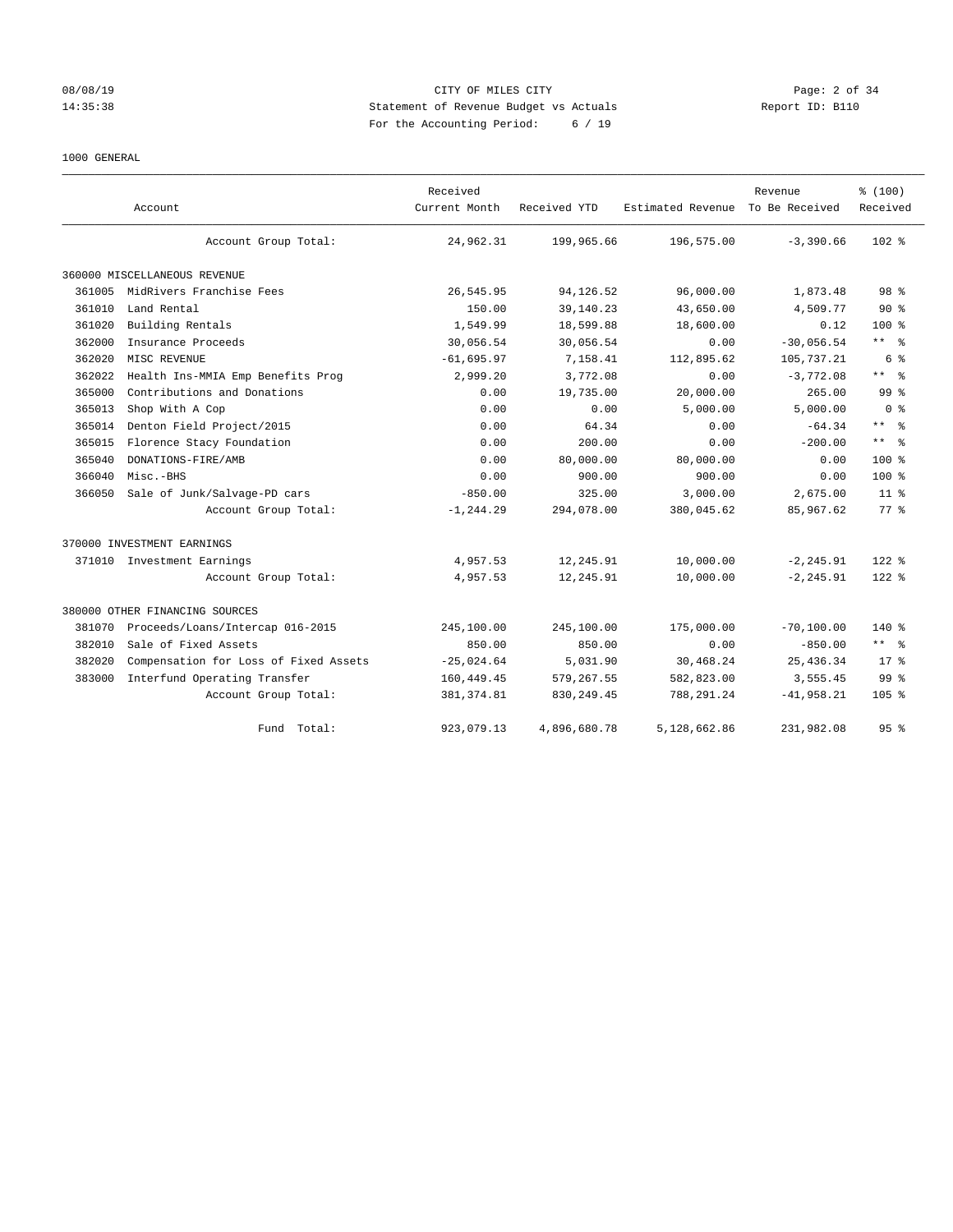CITY OF MILES CITY
Statement of Revenue Budget vs Actuals
For the Accounting Period: 6 / 19

Report ID: B110

1000 GENERAL

| Account | | Received Current Month | Received YTD | Estimated Revenue | Revenue To Be Received | % (100) Received |
|---|---|---|---|---|---|---|
| | Account Group Total: | 24,962.31 | 199,965.66 | 196,575.00 | -3,390.66 | 102 % |
| 360000 MISCELLANEOUS REVENUE | | | | | | |
| 361005 | MidRivers Franchise Fees | 26,545.95 | 94,126.52 | 96,000.00 | 1,873.48 | 98 % |
| 361010 | Land Rental | 150.00 | 39,140.23 | 43,650.00 | 4,509.77 | 90 % |
| 361020 | Building Rentals | 1,549.99 | 18,599.88 | 18,600.00 | 0.12 | 100 % |
| 362000 | Insurance Proceeds | 30,056.54 | 30,056.54 | 0.00 | -30,056.54 | ** % |
| 362020 | MISC REVENUE | -61,695.97 | 7,158.41 | 112,895.62 | 105,737.21 | 6 % |
| 362022 | Health Ins-MMIA Emp Benefits Prog | 2,999.20 | 3,772.08 | 0.00 | -3,772.08 | ** % |
| 365000 | Contributions and Donations | 0.00 | 19,735.00 | 20,000.00 | 265.00 | 99 % |
| 365013 | Shop With A Cop | 0.00 | 0.00 | 5,000.00 | 5,000.00 | 0 % |
| 365014 | Denton Field Project/2015 | 0.00 | 64.34 | 0.00 | -64.34 | ** % |
| 365015 | Florence Stacy Foundation | 0.00 | 200.00 | 0.00 | -200.00 | ** % |
| 365040 | DONATIONS-FIRE/AMB | 0.00 | 80,000.00 | 80,000.00 | 0.00 | 100 % |
| 366040 | Misc.-BHS | 0.00 | 900.00 | 900.00 | 0.00 | 100 % |
| 366050 | Sale of Junk/Salvage-PD cars | -850.00 | 325.00 | 3,000.00 | 2,675.00 | 11 % |
| | Account Group Total: | -1,244.29 | 294,078.00 | 380,045.62 | 85,967.62 | 77 % |
| 370000 INVESTMENT EARNINGS | | | | | | |
| 371010 | Investment Earnings | 4,957.53 | 12,245.91 | 10,000.00 | -2,245.91 | 122 % |
| | Account Group Total: | 4,957.53 | 12,245.91 | 10,000.00 | -2,245.91 | 122 % |
| 380000 OTHER FINANCING SOURCES | | | | | | |
| 381070 | Proceeds/Loans/Intercap 016-2015 | 245,100.00 | 245,100.00 | 175,000.00 | -70,100.00 | 140 % |
| 382010 | Sale of Fixed Assets | 850.00 | 850.00 | 0.00 | -850.00 | ** % |
| 382020 | Compensation for Loss of Fixed Assets | -25,024.64 | 5,031.90 | 30,468.24 | 25,436.34 | 17 % |
| 383000 | Interfund Operating Transfer | 160,449.45 | 579,267.55 | 582,823.00 | 3,555.45 | 99 % |
| | Account Group Total: | 381,374.81 | 830,249.45 | 788,291.24 | -41,958.21 | 105 % |
| | Fund Total: | 923,079.13 | 4,896,680.78 | 5,128,662.86 | 231,982.08 | 95 % |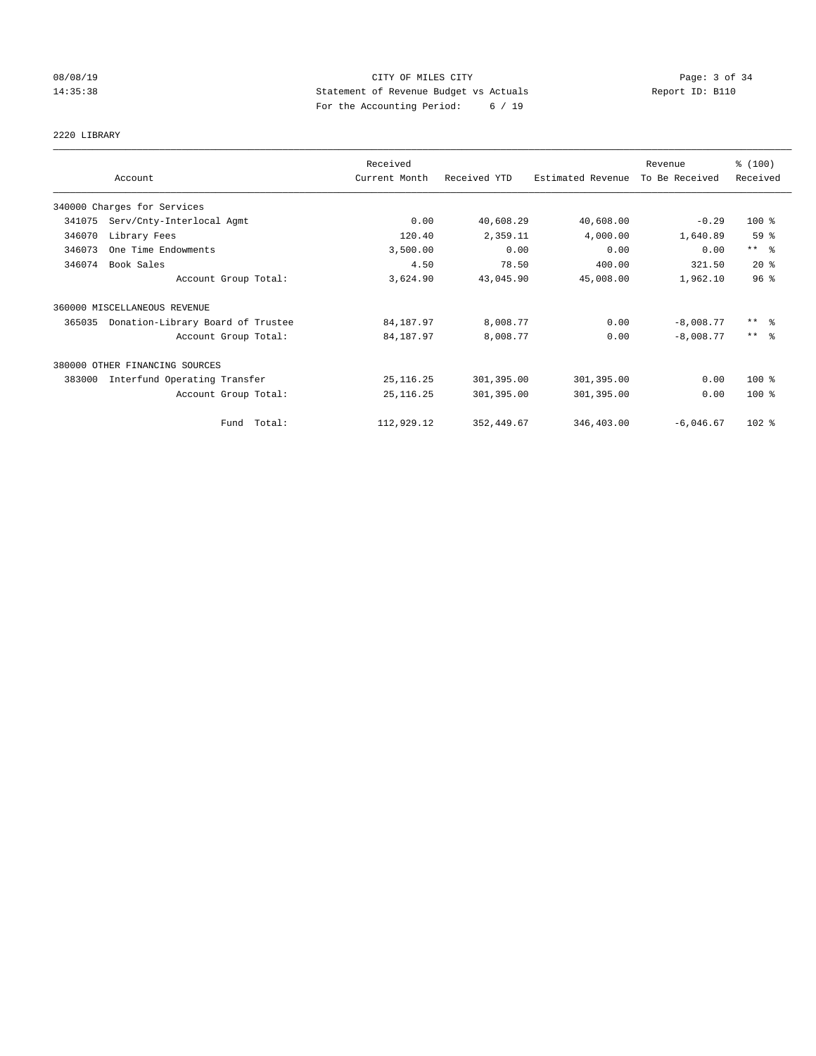CITY OF MILES CITY
Statement of Revenue Budget vs Actuals
For the Accounting Period: 6 / 19

08/08/19
14:35:38

Report ID: B110

## 2220 LIBRARY

| Account | | Received Current Month | Received YTD | Estimated Revenue | Revenue To Be Received | % (100) Received |
|---|---|---|---|---|---|---|
| 340000 Charges for Services | | | | | | |
| 341075 | Serv/Cnty-Interlocal Agmt | 0.00 | 40,608.29 | 40,608.00 | -0.29 | 100 % |
| 346070 | Library Fees | 120.40 | 2,359.11 | 4,000.00 | 1,640.89 | 59 % |
| 346073 | One Time Endowments | 3,500.00 | 0.00 | 0.00 | 0.00 | ** % |
| 346074 | Book Sales | 4.50 | 78.50 | 400.00 | 321.50 | 20 % |
| | Account Group Total: | 3,624.90 | 43,045.90 | 45,008.00 | 1,962.10 | 96 % |
| 360000 MISCELLANEOUS REVENUE | | | | | | |
| 365035 | Donation-Library Board of Trustee | 84,187.97 | 8,008.77 | 0.00 | -8,008.77 | ** % |
| | Account Group Total: | 84,187.97 | 8,008.77 | 0.00 | -8,008.77 | ** % |
| 380000 OTHER FINANCING SOURCES | | | | | | |
| 383000 | Interfund Operating Transfer | 25,116.25 | 301,395.00 | 301,395.00 | 0.00 | 100 % |
| | Account Group Total: | 25,116.25 | 301,395.00 | 301,395.00 | 0.00 | 100 % |
| | Fund Total: | 112,929.12 | 352,449.67 | 346,403.00 | -6,046.67 | 102 % |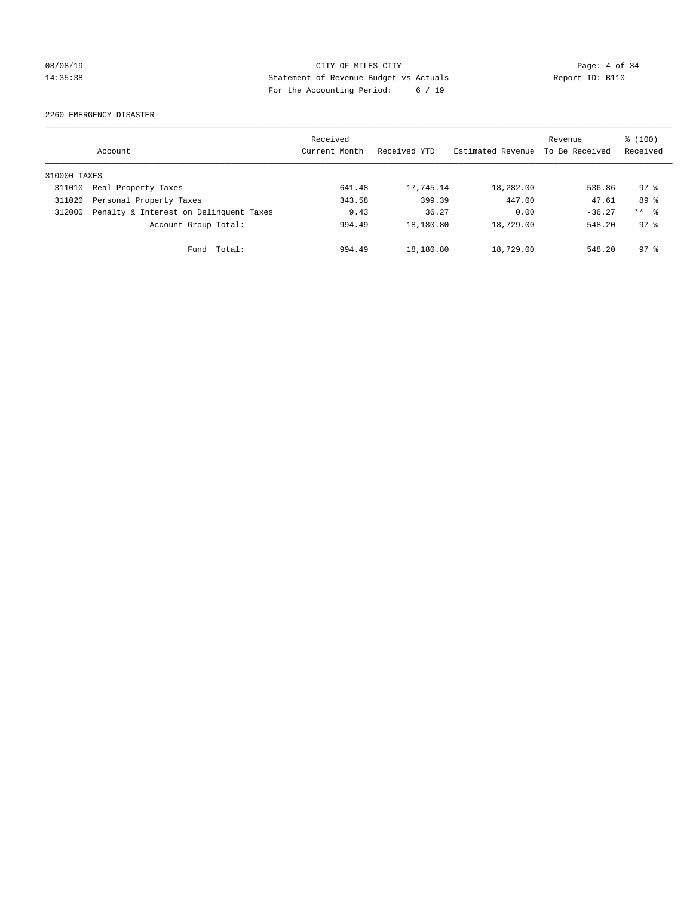CITY OF MILES CITY
Statement of Revenue Budget vs Actuals
For the Accounting Period: 6 / 19

08/08/19
14:35:38

Report ID: B110

2260 EMERGENCY DISASTER

| Account | | Received Current Month | Received YTD | Estimated Revenue | Revenue To Be Received | % (100) Received |
|---|---|---|---|---|---|---|
| 310000 TAXES | | | | | | |
| 311010 | Real Property Taxes | 641.48 | 17,745.14 | 18,282.00 | 536.86 | 97 % |
| 311020 | Personal Property Taxes | 343.58 | 399.39 | 447.00 | 47.61 | 89 % |
| 312000 | Penalty & Interest on Delinquent Taxes | 9.43 | 36.27 | 0.00 | -36.27 | ** % |
| | Account Group Total: | 994.49 | 18,180.80 | 18,729.00 | 548.20 | 97 % |
| | Fund Total: | 994.49 | 18,180.80 | 18,729.00 | 548.20 | 97 % |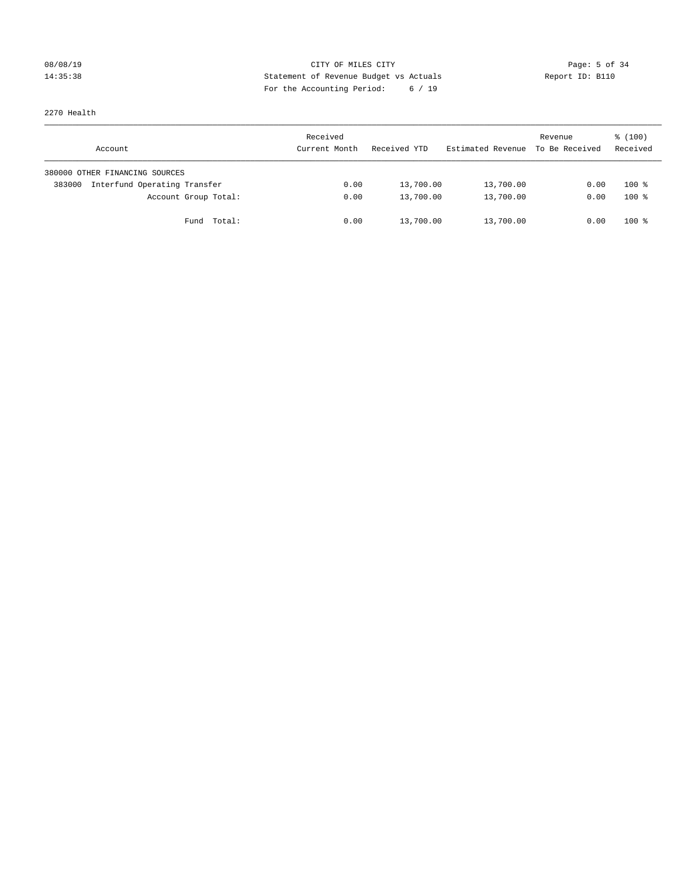CITY OF MILES CITY
Statement of Revenue Budget vs Actuals
For the Accounting Period: 6 / 19

08/08/19
14:35:38

Report ID: B110

2270 Health

| Account | Received Current Month | Received YTD | Estimated Revenue | Revenue To Be Received | % (100) Received |
|---|---|---|---|---|---|
| 380000 OTHER FINANCING SOURCES | | | | | |
| 383000 Interfund Operating Transfer | 0.00 | 13,700.00 | 13,700.00 | 0.00 | 100 % |
| Account Group Total: | 0.00 | 13,700.00 | 13,700.00 | 0.00 | 100 % |
| Fund Total: | 0.00 | 13,700.00 | 13,700.00 | 0.00 | 100 % |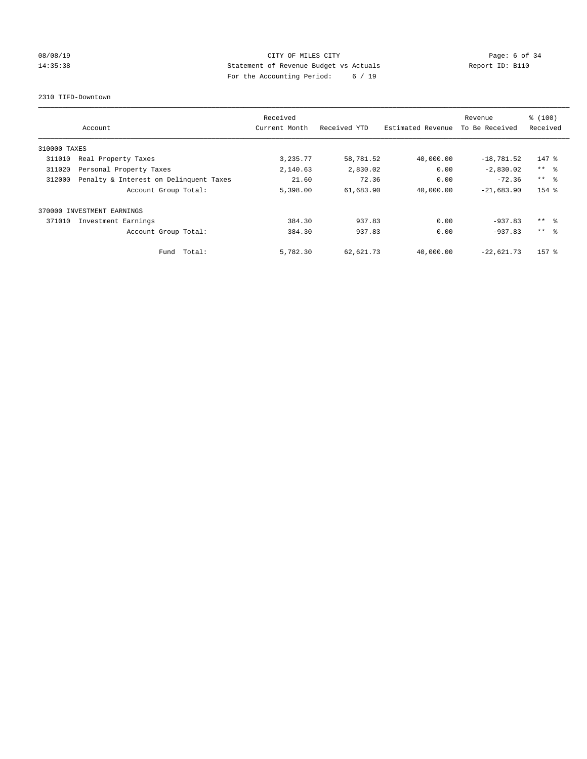CITY OF MILES CITY

Statement of Revenue Budget vs Actuals

For the Accounting Period: 6 / 19

08/08/19
14:35:38

Report ID: B110

2310 TIFD-Downtown

| Account | | Received Current Month | Received YTD | Estimated Revenue | Revenue To Be Received | % (100) Received |
|---|---|---|---|---|---|---|
| 310000 TAXES | | | | | | |
| 311010 | Real Property Taxes | 3,235.77 | 58,781.52 | 40,000.00 | -18,781.52 | 147 % |
| 311020 | Personal Property Taxes | 2,140.63 | 2,830.02 | 0.00 | -2,830.02 | ** % |
| 312000 | Penalty & Interest on Delinquent Taxes | 21.60 | 72.36 | 0.00 | -72.36 | ** % |
| | Account Group Total: | 5,398.00 | 61,683.90 | 40,000.00 | -21,683.90 | 154 % |
| 370000 INVESTMENT EARNINGS | | | | | | |
| 371010 | Investment Earnings | 384.30 | 937.83 | 0.00 | -937.83 | ** % |
| | Account Group Total: | 384.30 | 937.83 | 0.00 | -937.83 | ** % |
| | Fund Total: | 5,782.30 | 62,621.73 | 40,000.00 | -22,621.73 | 157 % |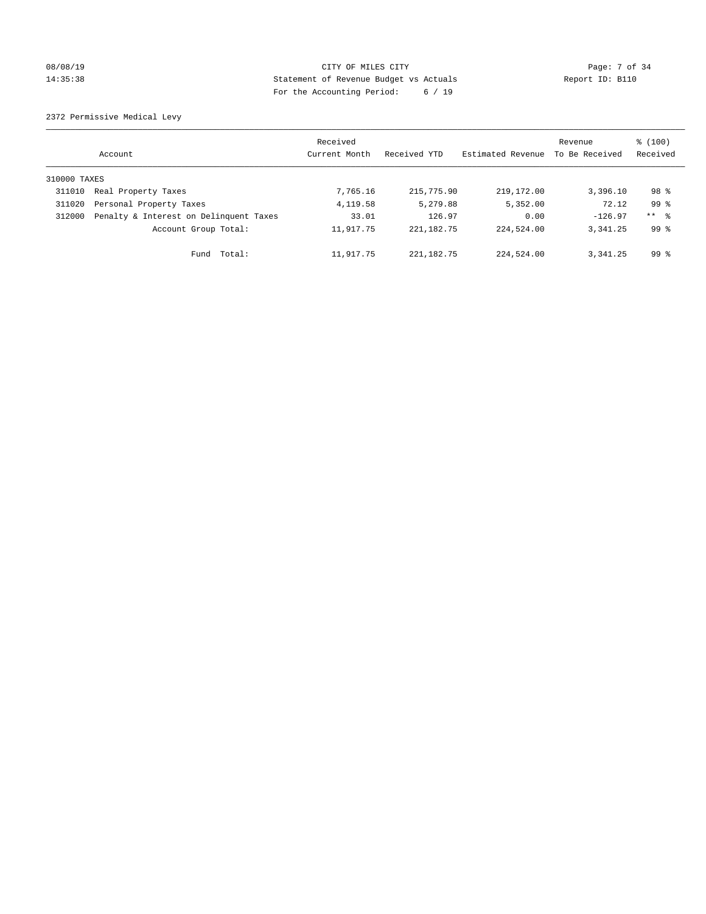CITY OF MILES CITY
Statement of Revenue Budget vs Actuals
For the Accounting Period: 6 / 19

08/08/19
14:35:38

Report ID: B110

2372 Permissive Medical Levy

| Account | | Received Current Month | Received YTD | Estimated Revenue | Revenue To Be Received | % (100) Received |
|---|---|---|---|---|---|---|
| 310000 TAXES | | | | | | |
| 311010 | Real Property Taxes | 7,765.16 | 215,775.90 | 219,172.00 | 3,396.10 | 98 % |
| 311020 | Personal Property Taxes | 4,119.58 | 5,279.88 | 5,352.00 | 72.12 | 99 % |
| 312000 | Penalty & Interest on Delinquent Taxes | 33.01 | 126.97 | 0.00 | -126.97 | ** % |
| | Account Group Total: | 11,917.75 | 221,182.75 | 224,524.00 | 3,341.25 | 99 % |
| | Fund Total: | 11,917.75 | 221,182.75 | 224,524.00 | 3,341.25 | 99 % |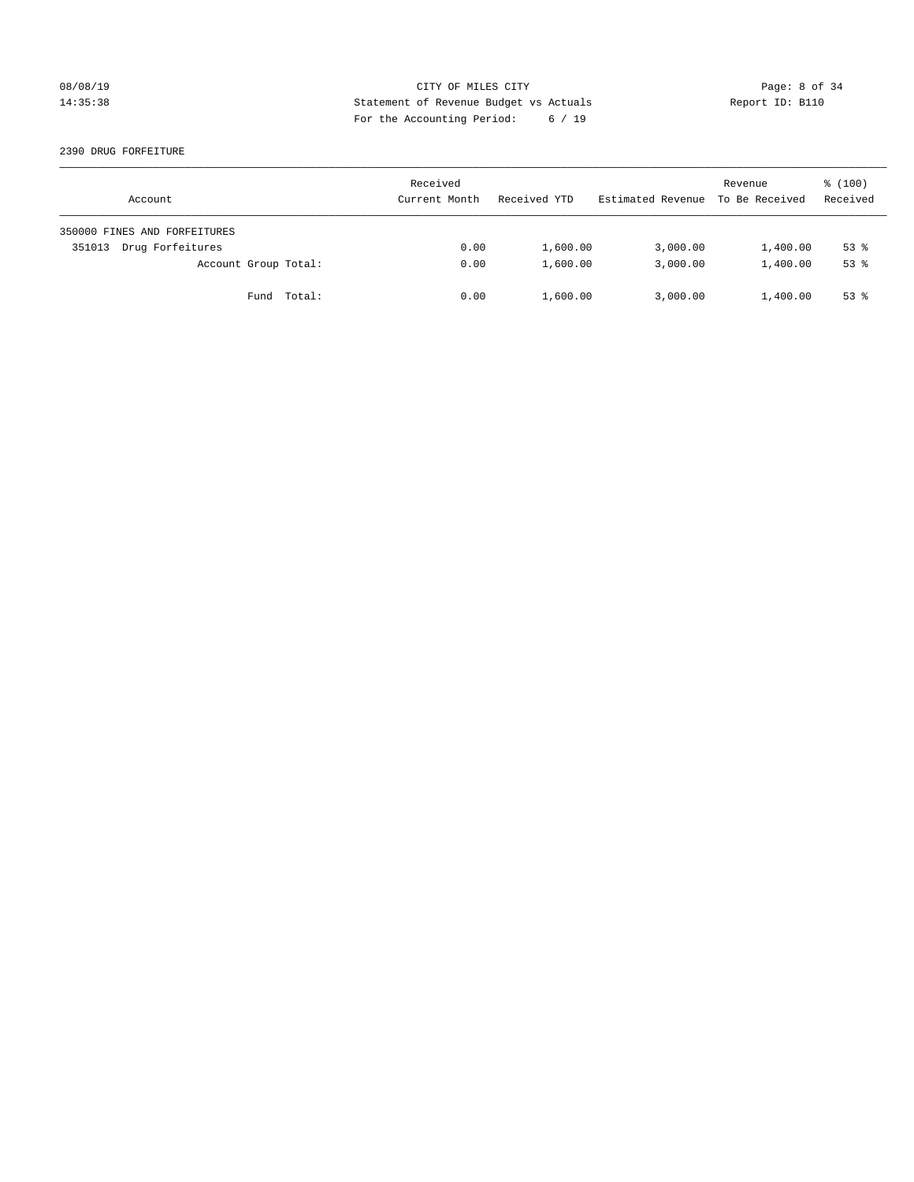CITY OF MILES CITY
Statement of Revenue Budget vs Actuals
For the Accounting Period: 6 / 19

08/08/19
14:35:38

Report ID: B110

2390 DRUG FORFEITURE

| Account | Received Current Month | Received YTD | Estimated Revenue | Revenue To Be Received | % (100) Received |
|---|---|---|---|---|---|
| 350000 FINES AND FORFEITURES | | | | | |
| 351013 Drug Forfeitures | 0.00 | 1,600.00 | 3,000.00 | 1,400.00 | 53 % |
| Account Group Total: | 0.00 | 1,600.00 | 3,000.00 | 1,400.00 | 53 % |
| Fund Total: | 0.00 | 1,600.00 | 3,000.00 | 1,400.00 | 53 % |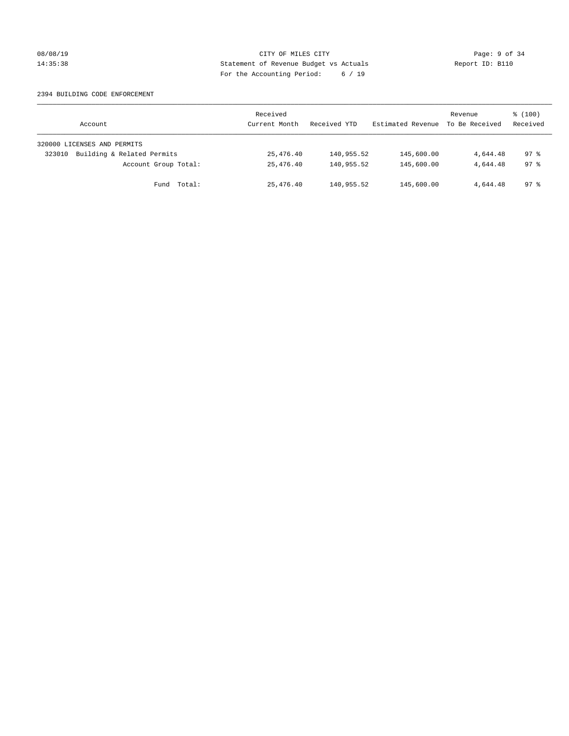CITY OF MILES CITY
Statement of Revenue Budget vs Actuals
For the Accounting Period: 6 / 19

08/08/19
14:35:38

Report ID: B110

2394 BUILDING CODE ENFORCEMENT

| Account | Received Current Month | Received YTD | Estimated Revenue | Revenue To Be Received | % (100) Received |
|---|---|---|---|---|---|
| 320000 LICENSES AND PERMITS | | | | | |
| 323010 Building & Related Permits | 25,476.40 | 140,955.52 | 145,600.00 | 4,644.48 | 97 % |
| Account Group Total: | 25,476.40 | 140,955.52 | 145,600.00 | 4,644.48 | 97 % |
| Fund Total: | 25,476.40 | 140,955.52 | 145,600.00 | 4,644.48 | 97 % |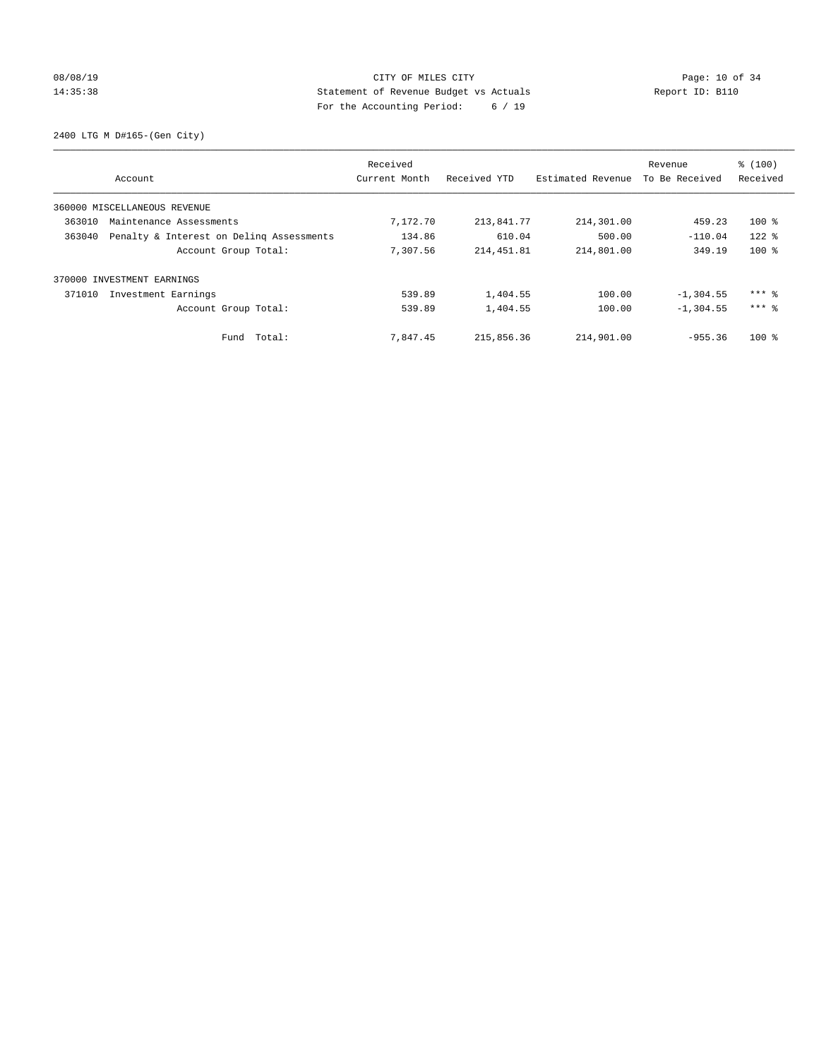CITY OF MILES CITY
Statement of Revenue Budget vs Actuals
For the Accounting Period: 6 / 19

2400 LTG M D#165-(Gen City)

| Account | Received Current Month | Received YTD | Estimated Revenue | Revenue To Be Received | % (100) Received |
|---|---|---|---|---|---|
| 360000 MISCELLANEOUS REVENUE | | | | | |
| 363010 Maintenance Assessments | 7,172.70 | 213,841.77 | 214,301.00 | 459.23 | 100 % |
| 363040 Penalty & Interest on Delinq Assessments | 134.86 | 610.04 | 500.00 | -110.04 | 122 % |
| Account Group Total: | 7,307.56 | 214,451.81 | 214,801.00 | 349.19 | 100 % |
| 370000 INVESTMENT EARNINGS | | | | | |
| 371010 Investment Earnings | 539.89 | 1,404.55 | 100.00 | -1,304.55 | *** % |
| Account Group Total: | 539.89 | 1,404.55 | 100.00 | -1,304.55 | *** % |
| Fund Total: | 7,847.45 | 215,856.36 | 214,901.00 | -955.36 | 100 % |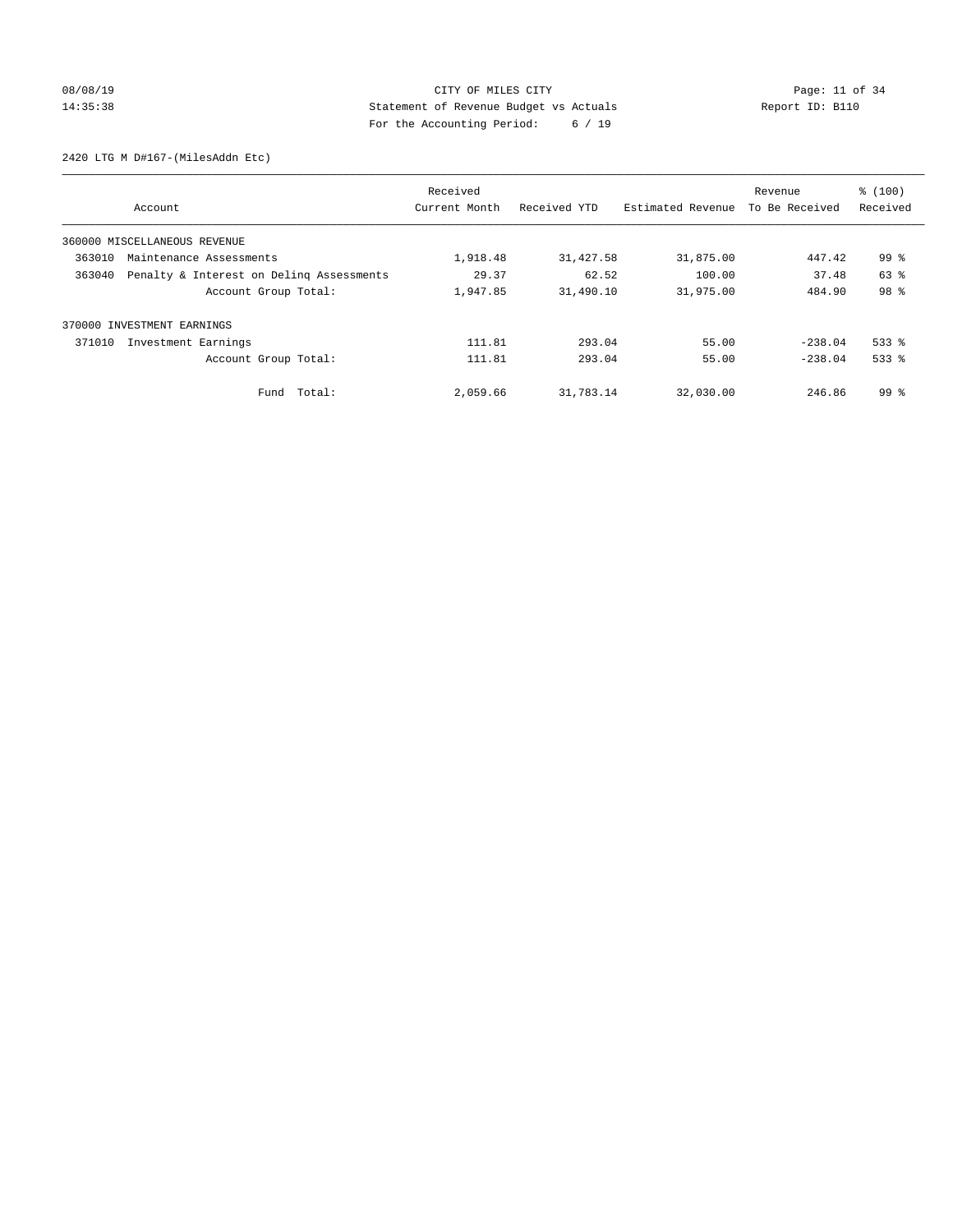CITY OF MILES CITY
Statement of Revenue Budget vs Actuals
For the Accounting Period: 6 / 19

08/08/19
14:35:38

Report ID: B110

2420 LTG M D#167-(MilesAddn Etc)

| Account | | Received Current Month | Received YTD | Estimated Revenue | Revenue To Be Received | % (100) Received |
|---|---|---|---|---|---|---|
| 360000 MISCELLANEOUS REVENUE | | | | | | |
| 363010 | Maintenance Assessments | 1,918.48 | 31,427.58 | 31,875.00 | 447.42 | 99 % |
| 363040 | Penalty & Interest on Delinq Assessments | 29.37 | 62.52 | 100.00 | 37.48 | 63 % |
| | Account Group Total: | 1,947.85 | 31,490.10 | 31,975.00 | 484.90 | 98 % |
| 370000 INVESTMENT EARNINGS | | | | | | |
| 371010 | Investment Earnings | 111.81 | 293.04 | 55.00 | -238.04 | 533 % |
| | Account Group Total: | 111.81 | 293.04 | 55.00 | -238.04 | 533 % |
| | Fund Total: | 2,059.66 | 31,783.14 | 32,030.00 | 246.86 | 99 % |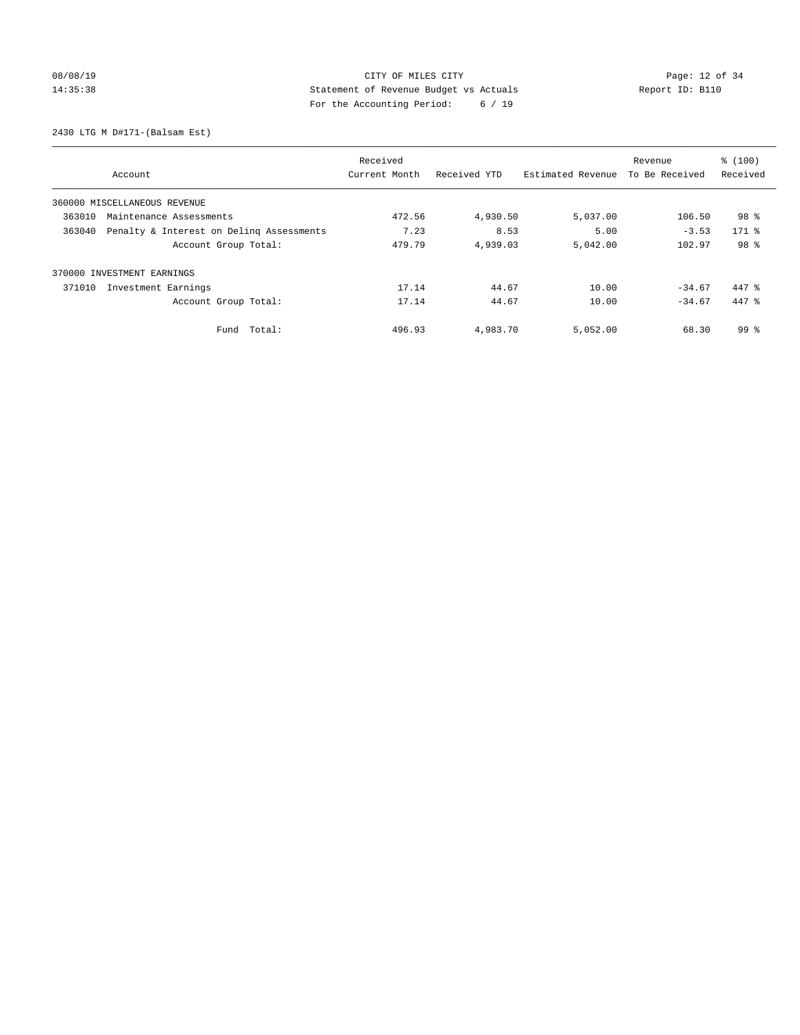CITY OF MILES CITY
Statement of Revenue Budget vs Actuals
For the Accounting Period: 6 / 19

08/08/19
14:35:38

Report ID: B110

2430 LTG M D#171-(Balsam Est)

| Account | Received Current Month | Received YTD | Estimated Revenue | Revenue To Be Received | % (100) Received |
|---|---|---|---|---|---|
| 360000 MISCELLANEOUS REVENUE | | | | | |
| 363010 Maintenance Assessments | 472.56 | 4,930.50 | 5,037.00 | 106.50 | 98 % |
| 363040 Penalty & Interest on Delinq Assessments | 7.23 | 8.53 | 5.00 | -3.53 | 171 % |
| Account Group Total: | 479.79 | 4,939.03 | 5,042.00 | 102.97 | 98 % |
| 370000 INVESTMENT EARNINGS | | | | | |
| 371010 Investment Earnings | 17.14 | 44.67 | 10.00 | -34.67 | 447 % |
| Account Group Total: | 17.14 | 44.67 | 10.00 | -34.67 | 447 % |
| Fund Total: | 496.93 | 4,983.70 | 5,052.00 | 68.30 | 99 % |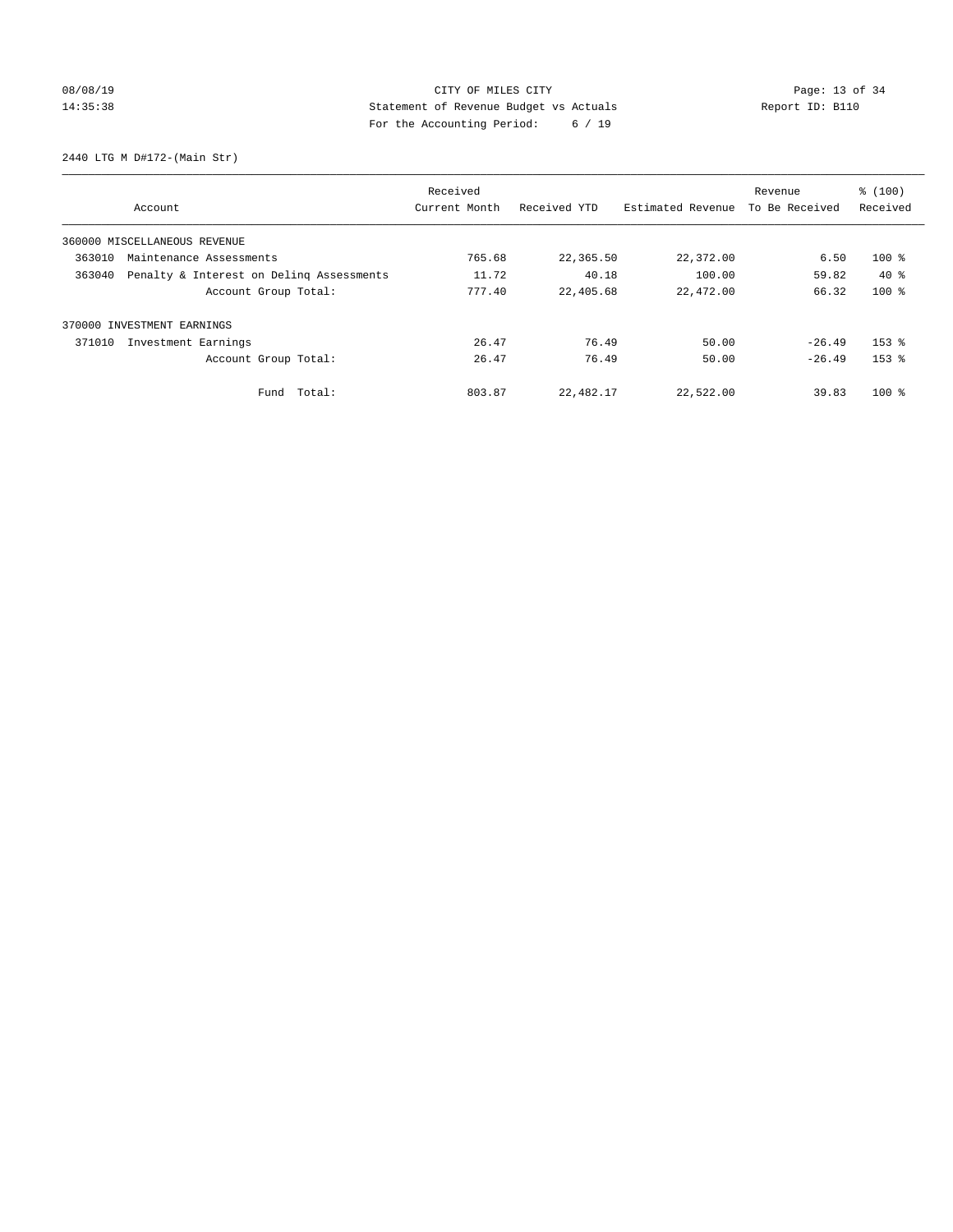CITY OF MILES CITY

Statement of Revenue Budget vs Actuals

For the Accounting Period: 6 / 19

08/08/19
14:35:38

Report ID: B110

2440 LTG M D#172-(Main Str)

| Account | | Received Current Month | Received YTD | Estimated Revenue | Revenue To Be Received | % (100) Received |
|---|---|---|---|---|---|---|
| 360000 MISCELLANEOUS REVENUE | | | | | | |
| 363010 | Maintenance Assessments | 765.68 | 22,365.50 | 22,372.00 | 6.50 | 100 % |
| 363040 | Penalty & Interest on Delinq Assessments | 11.72 | 40.18 | 100.00 | 59.82 | 40 % |
| | Account Group Total: | 777.40 | 22,405.68 | 22,472.00 | 66.32 | 100 % |
| 370000 INVESTMENT EARNINGS | | | | | | |
| 371010 | Investment Earnings | 26.47 | 76.49 | 50.00 | -26.49 | 153 % |
| | Account Group Total: | 26.47 | 76.49 | 50.00 | -26.49 | 153 % |
| | Fund Total: | 803.87 | 22,482.17 | 22,522.00 | 39.83 | 100 % |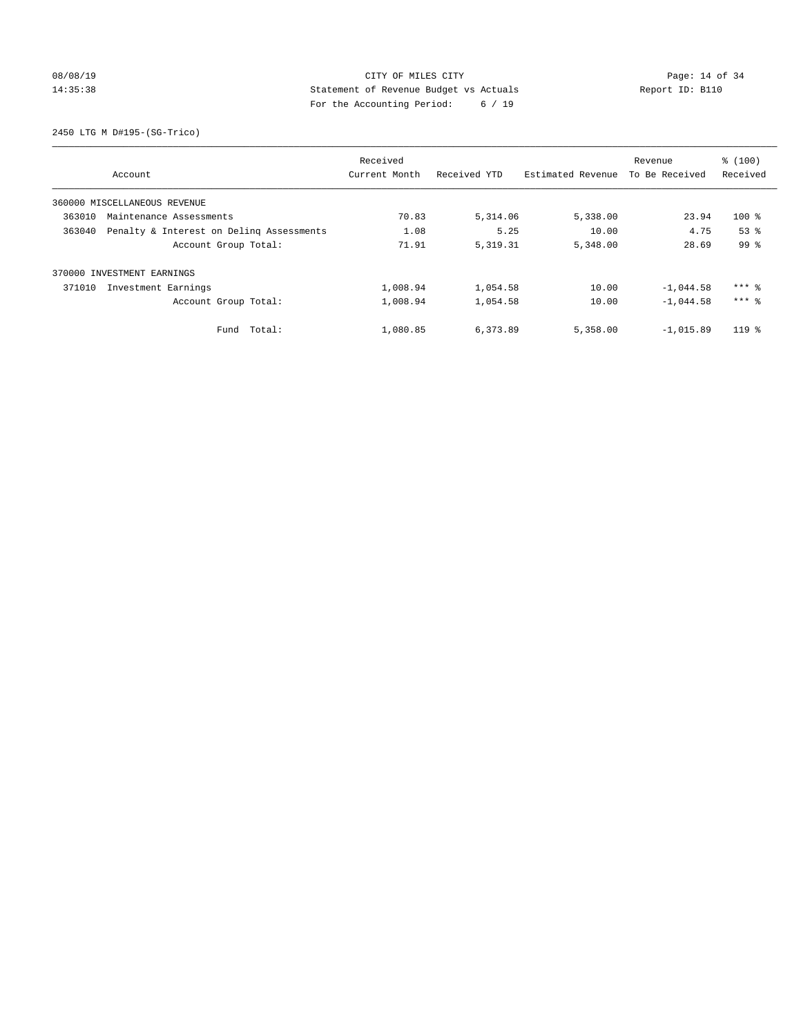CITY OF MILES CITY

Statement of Revenue Budget vs Actuals

For the Accounting Period: 6 / 19

08/08/19
14:35:38

Report ID: B110

2450 LTG M D#195-(SG-Trico)

| Account | Received Current Month | Received YTD | Estimated Revenue | Revenue To Be Received | % (100) Received |
|---|---|---|---|---|---|
| 360000 MISCELLANEOUS REVENUE | | | | | |
| 363010 Maintenance Assessments | 70.83 | 5,314.06 | 5,338.00 | 23.94 | 100 % |
| 363040 Penalty & Interest on Delinq Assessments | 1.08 | 5.25 | 10.00 | 4.75 | 53 % |
| Account Group Total: | 71.91 | 5,319.31 | 5,348.00 | 28.69 | 99 % |
| 370000 INVESTMENT EARNINGS | | | | | |
| 371010 Investment Earnings | 1,008.94 | 1,054.58 | 10.00 | -1,044.58 | *** % |
| Account Group Total: | 1,008.94 | 1,054.58 | 10.00 | -1,044.58 | *** % |
| Fund Total: | 1,080.85 | 6,373.89 | 5,358.00 | -1,015.89 | 119 % |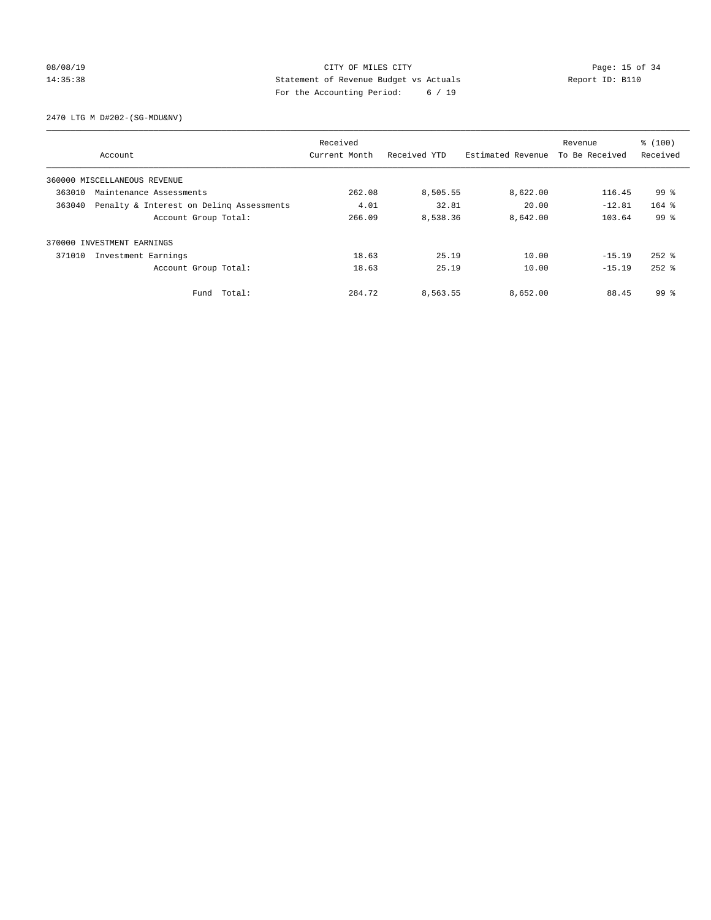CITY OF MILES CITY
Statement of Revenue Budget vs Actuals
For the Accounting Period: 6 / 19

08/08/19
14:35:38

Report ID: B110

2470 LTG M D#202-(SG-MDU&NV)

| Account | Received Current Month | Received YTD | Estimated Revenue | Revenue To Be Received | % (100) Received |
|---|---|---|---|---|---|
| 360000 MISCELLANEOUS REVENUE | | | | | |
| 363010 Maintenance Assessments | 262.08 | 8,505.55 | 8,622.00 | 116.45 | 99 % |
| 363040 Penalty & Interest on Delinq Assessments | 4.01 | 32.81 | 20.00 | -12.81 | 164 % |
| Account Group Total: | 266.09 | 8,538.36 | 8,642.00 | 103.64 | 99 % |
| 370000 INVESTMENT EARNINGS | | | | | |
| 371010 Investment Earnings | 18.63 | 25.19 | 10.00 | -15.19 | 252 % |
| Account Group Total: | 18.63 | 25.19 | 10.00 | -15.19 | 252 % |
| Fund Total: | 284.72 | 8,563.55 | 8,652.00 | 88.45 | 99 % |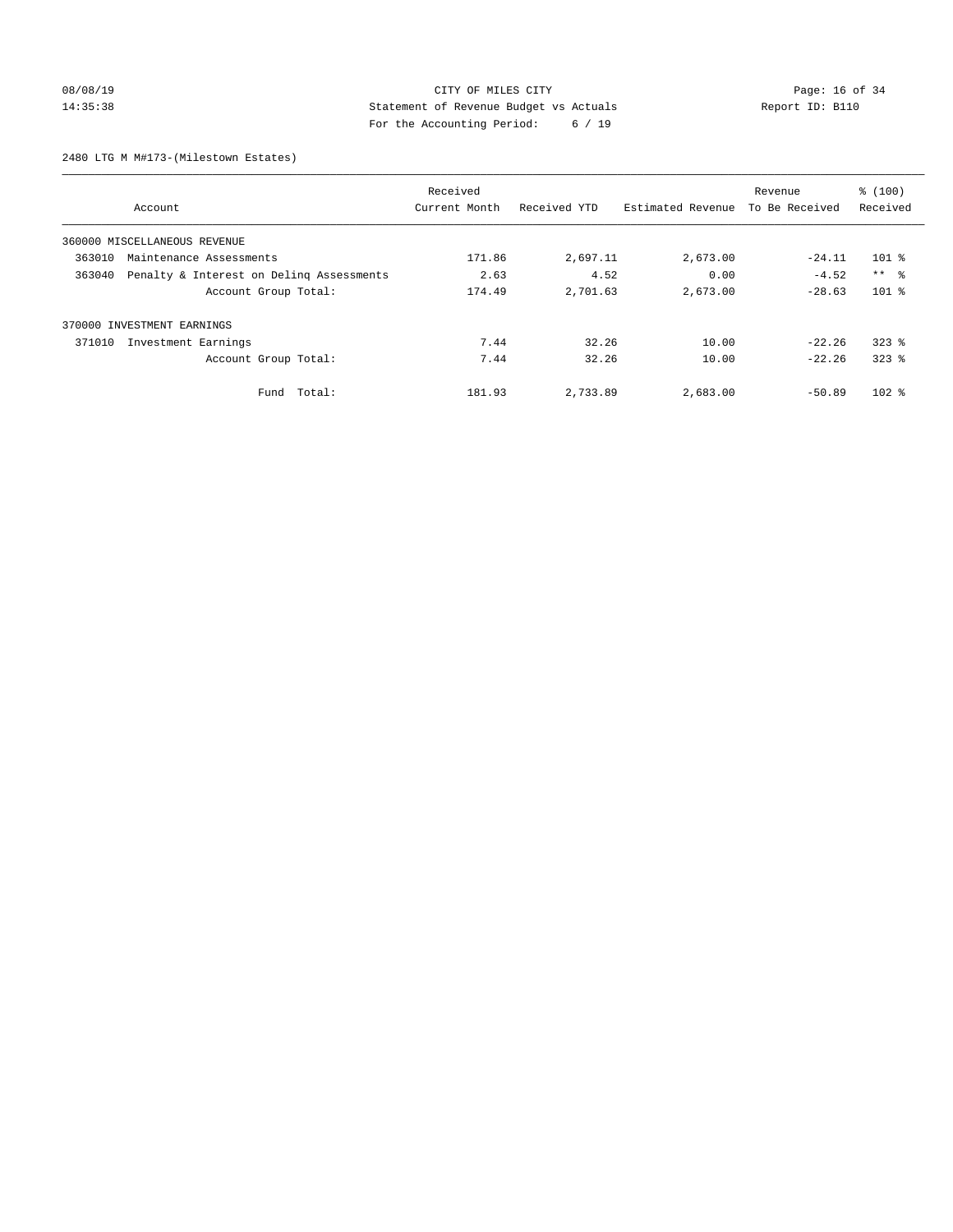CITY OF MILES CITY
Statement of Revenue Budget vs Actuals
For the Accounting Period: 6 / 19

08/08/19
14:35:38

Report ID: B110

2480 LTG M M#173-(Milestown Estates)

| Account | Received Current Month | Received YTD | Estimated Revenue | Revenue To Be Received | % (100) Received |
|---|---|---|---|---|---|
| 360000 MISCELLANEOUS REVENUE | | | | | |
| 363010 Maintenance Assessments | 171.86 | 2,697.11 | 2,673.00 | -24.11 | 101 % |
| 363040 Penalty & Interest on Delinq Assessments | 2.63 | 4.52 | 0.00 | -4.52 | ** % |
| Account Group Total: | 174.49 | 2,701.63 | 2,673.00 | -28.63 | 101 % |
| 370000 INVESTMENT EARNINGS | | | | | |
| 371010 Investment Earnings | 7.44 | 32.26 | 10.00 | -22.26 | 323 % |
| Account Group Total: | 7.44 | 32.26 | 10.00 | -22.26 | 323 % |
| Fund Total: | 181.93 | 2,733.89 | 2,683.00 | -50.89 | 102 % |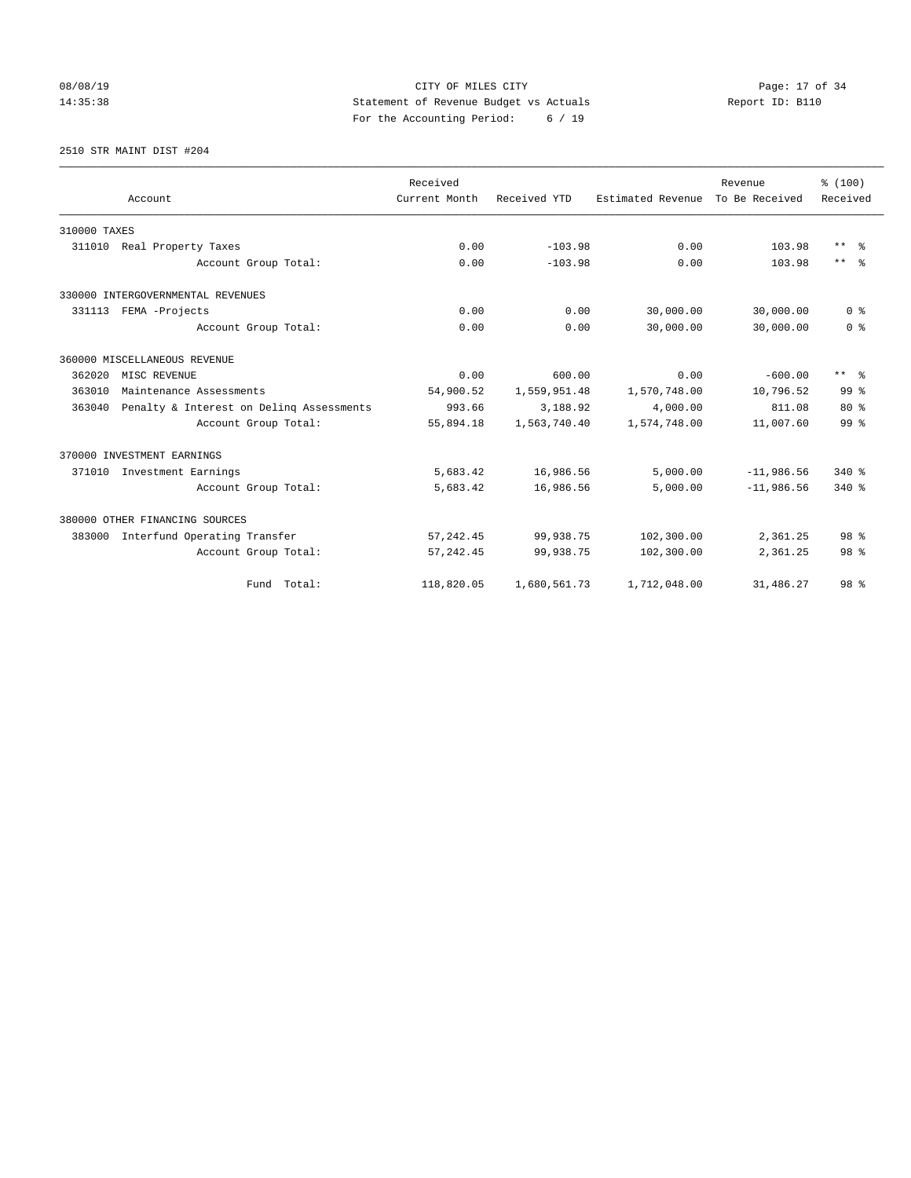CITY OF MILES CITY
Statement of Revenue Budget vs Actuals
For the Accounting Period: 6 / 19

08/08/19
14:35:38

Report ID: B110

2510 STR MAINT DIST #204

| Account | Received Current Month | Received YTD | Estimated Revenue | Revenue To Be Received | % (100) Received |
|---|---|---|---|---|---|
| 310000 TAXES | | | | | |
| 311010 Real Property Taxes | 0.00 | -103.98 | 0.00 | 103.98 | ** % |
| Account Group Total: | 0.00 | -103.98 | 0.00 | 103.98 | ** % |
| 330000 INTERGOVERNMENTAL REVENUES | | | | | |
| 331113 FEMA -Projects | 0.00 | 0.00 | 30,000.00 | 30,000.00 | 0 % |
| Account Group Total: | 0.00 | 0.00 | 30,000.00 | 30,000.00 | 0 % |
| 360000 MISCELLANEOUS REVENUE | | | | | |
| 362020 MISC REVENUE | 0.00 | 600.00 | 0.00 | -600.00 | ** % |
| 363010 Maintenance Assessments | 54,900.52 | 1,559,951.48 | 1,570,748.00 | 10,796.52 | 99 % |
| 363040 Penalty & Interest on Delinq Assessments | 993.66 | 3,188.92 | 4,000.00 | 811.08 | 80 % |
| Account Group Total: | 55,894.18 | 1,563,740.40 | 1,574,748.00 | 11,007.60 | 99 % |
| 370000 INVESTMENT EARNINGS | | | | | |
| 371010 Investment Earnings | 5,683.42 | 16,986.56 | 5,000.00 | -11,986.56 | 340 % |
| Account Group Total: | 5,683.42 | 16,986.56 | 5,000.00 | -11,986.56 | 340 % |
| 380000 OTHER FINANCING SOURCES | | | | | |
| 383000 Interfund Operating Transfer | 57,242.45 | 99,938.75 | 102,300.00 | 2,361.25 | 98 % |
| Account Group Total: | 57,242.45 | 99,938.75 | 102,300.00 | 2,361.25 | 98 % |
| Fund Total: | 118,820.05 | 1,680,561.73 | 1,712,048.00 | 31,486.27 | 98 % |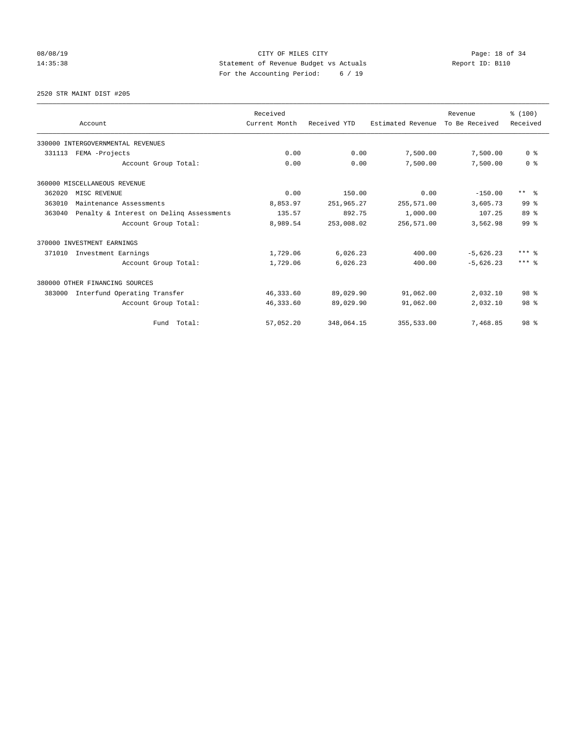CITY OF MILES CITY

Statement of Revenue Budget vs Actuals

For the Accounting Period: 6 / 19

08/08/19 14:35:38 Report ID: B110

2520 STR MAINT DIST #205

| Account | Received Current Month | Received YTD | Estimated Revenue | Revenue To Be Received | % (100) Received |
|---|---|---|---|---|---|
| 330000 INTERGOVERNMENTAL REVENUES | | | | | |
| 331113 FEMA -Projects | 0.00 | 0.00 | 7,500.00 | 7,500.00 | 0 % |
| Account Group Total: | 0.00 | 0.00 | 7,500.00 | 7,500.00 | 0 % |
| 360000 MISCELLANEOUS REVENUE | | | | | |
| 362020 MISC REVENUE | 0.00 | 150.00 | 0.00 | -150.00 | ** % |
| 363010 Maintenance Assessments | 8,853.97 | 251,965.27 | 255,571.00 | 3,605.73 | 99 % |
| 363040 Penalty & Interest on Delinq Assessments | 135.57 | 892.75 | 1,000.00 | 107.25 | 89 % |
| Account Group Total: | 8,989.54 | 253,008.02 | 256,571.00 | 3,562.98 | 99 % |
| 370000 INVESTMENT EARNINGS | | | | | |
| 371010 Investment Earnings | 1,729.06 | 6,026.23 | 400.00 | -5,626.23 | *** % |
| Account Group Total: | 1,729.06 | 6,026.23 | 400.00 | -5,626.23 | *** % |
| 380000 OTHER FINANCING SOURCES | | | | | |
| 383000 Interfund Operating Transfer | 46,333.60 | 89,029.90 | 91,062.00 | 2,032.10 | 98 % |
| Account Group Total: | 46,333.60 | 89,029.90 | 91,062.00 | 2,032.10 | 98 % |
| Fund Total: | 57,052.20 | 348,064.15 | 355,533.00 | 7,468.85 | 98 % |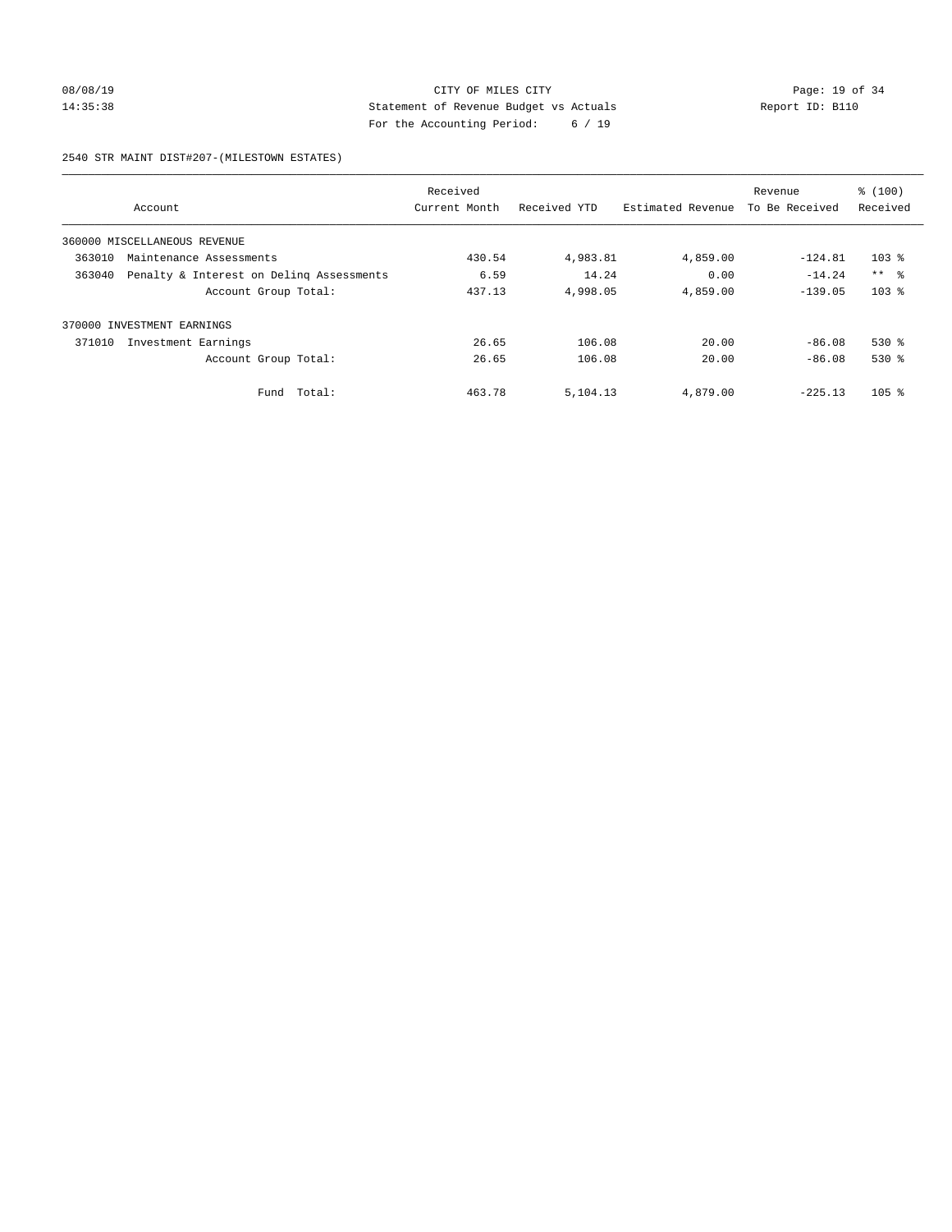CITY OF MILES CITY
Statement of Revenue Budget vs Actuals
For the Accounting Period: 6 / 19

08/08/19
14:35:38

Report ID: B110

2540 STR MAINT DIST#207-(MILESTOWN ESTATES)

| Account | Received Current Month | Received YTD | Estimated Revenue | Revenue To Be Received | % (100) Received |
|---|---|---|---|---|---|
| 360000 MISCELLANEOUS REVENUE | | | | | |
| 363010 Maintenance Assessments | 430.54 | 4,983.81 | 4,859.00 | -124.81 | 103 % |
| 363040 Penalty & Interest on Delinq Assessments | 6.59 | 14.24 | 0.00 | -14.24 | ** % |
| Account Group Total: | 437.13 | 4,998.05 | 4,859.00 | -139.05 | 103 % |
| 370000 INVESTMENT EARNINGS | | | | | |
| 371010 Investment Earnings | 26.65 | 106.08 | 20.00 | -86.08 | 530 % |
| Account Group Total: | 26.65 | 106.08 | 20.00 | -86.08 | 530 % |
| Fund Total: | 463.78 | 5,104.13 | 4,879.00 | -225.13 | 105 % |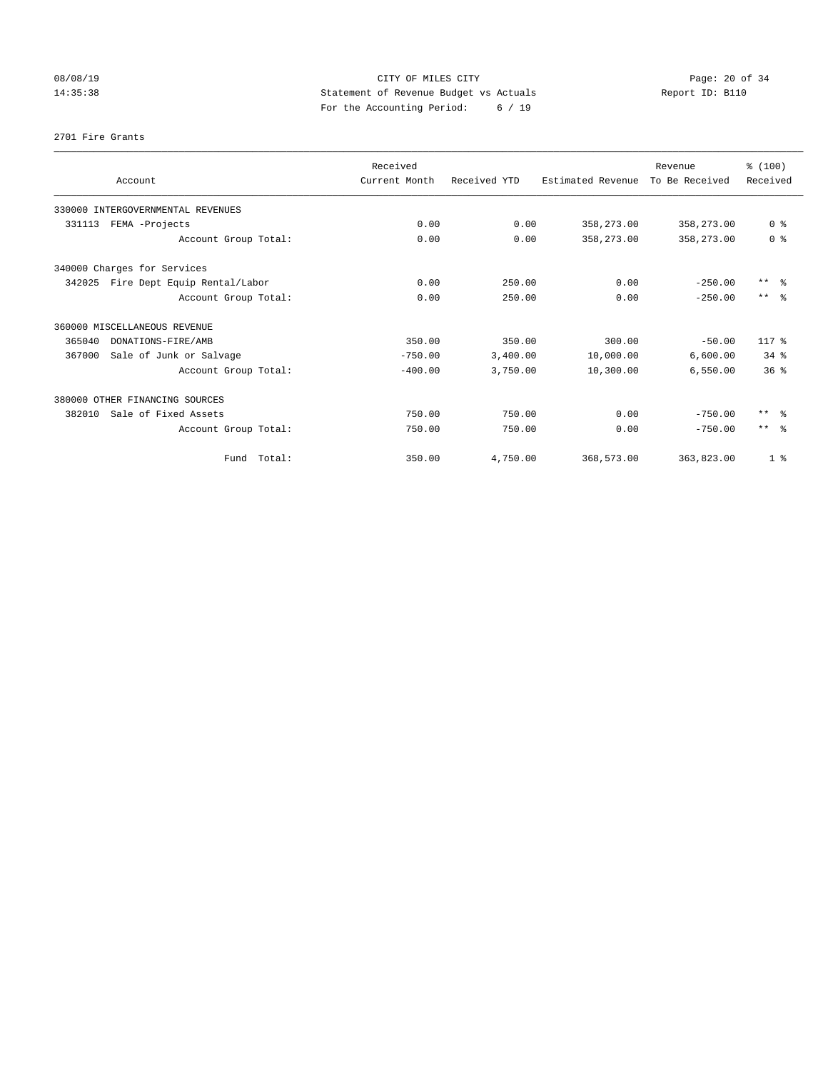CITY OF MILES CITY
Statement of Revenue Budget vs Actuals
For the Accounting Period: 6 / 19

08/08/19
14:35:38

Report ID: B110

2701 Fire Grants

| Account | Received Current Month | Received YTD | Estimated Revenue | Revenue To Be Received | % (100) Received |
|---|---|---|---|---|---|
| 330000 INTERGOVERNMENTAL REVENUES | | | | | |
| 331113 FEMA -Projects | 0.00 | 0.00 | 358,273.00 | 358,273.00 | 0 % |
| Account Group Total: | 0.00 | 0.00 | 358,273.00 | 358,273.00 | 0 % |
| 340000 Charges for Services | | | | | |
| 342025 Fire Dept Equip Rental/Labor | 0.00 | 250.00 | 0.00 | -250.00 | ** % |
| Account Group Total: | 0.00 | 250.00 | 0.00 | -250.00 | ** % |
| 360000 MISCELLANEOUS REVENUE | | | | | |
| 365040 DONATIONS-FIRE/AMB | 350.00 | 350.00 | 300.00 | -50.00 | 117 % |
| 367000 Sale of Junk or Salvage | -750.00 | 3,400.00 | 10,000.00 | 6,600.00 | 34 % |
| Account Group Total: | -400.00 | 3,750.00 | 10,300.00 | 6,550.00 | 36 % |
| 380000 OTHER FINANCING SOURCES | | | | | |
| 382010 Sale of Fixed Assets | 750.00 | 750.00 | 0.00 | -750.00 | ** % |
| Account Group Total: | 750.00 | 750.00 | 0.00 | -750.00 | ** % |
| Fund Total: | 350.00 | 4,750.00 | 368,573.00 | 363,823.00 | 1 % |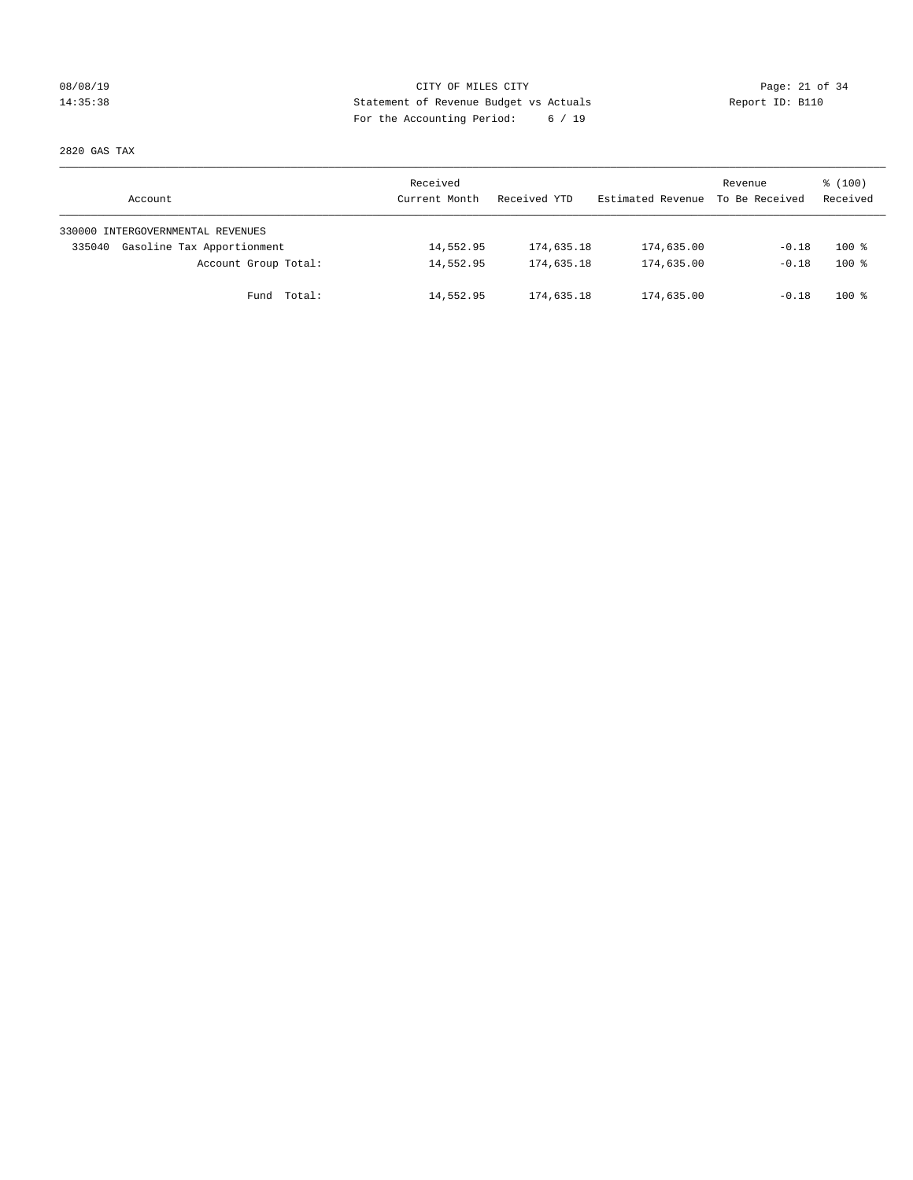CITY OF MILES CITY
Statement of Revenue Budget vs Actuals
For the Accounting Period: 6 / 19

08/08/19
14:35:38

Report ID: B110

2820 GAS TAX

| Account | Received Current Month | Received YTD | Estimated Revenue | Revenue To Be Received | % (100) Received |
|---|---|---|---|---|---|
| 330000 INTERGOVERNMENTAL REVENUES | | | | | |
| 335040 Gasoline Tax Apportionment | 14,552.95 | 174,635.18 | 174,635.00 | -0.18 | 100 % |
| Account Group Total: | 14,552.95 | 174,635.18 | 174,635.00 | -0.18 | 100 % |
| Fund Total: | 14,552.95 | 174,635.18 | 174,635.00 | -0.18 | 100 % |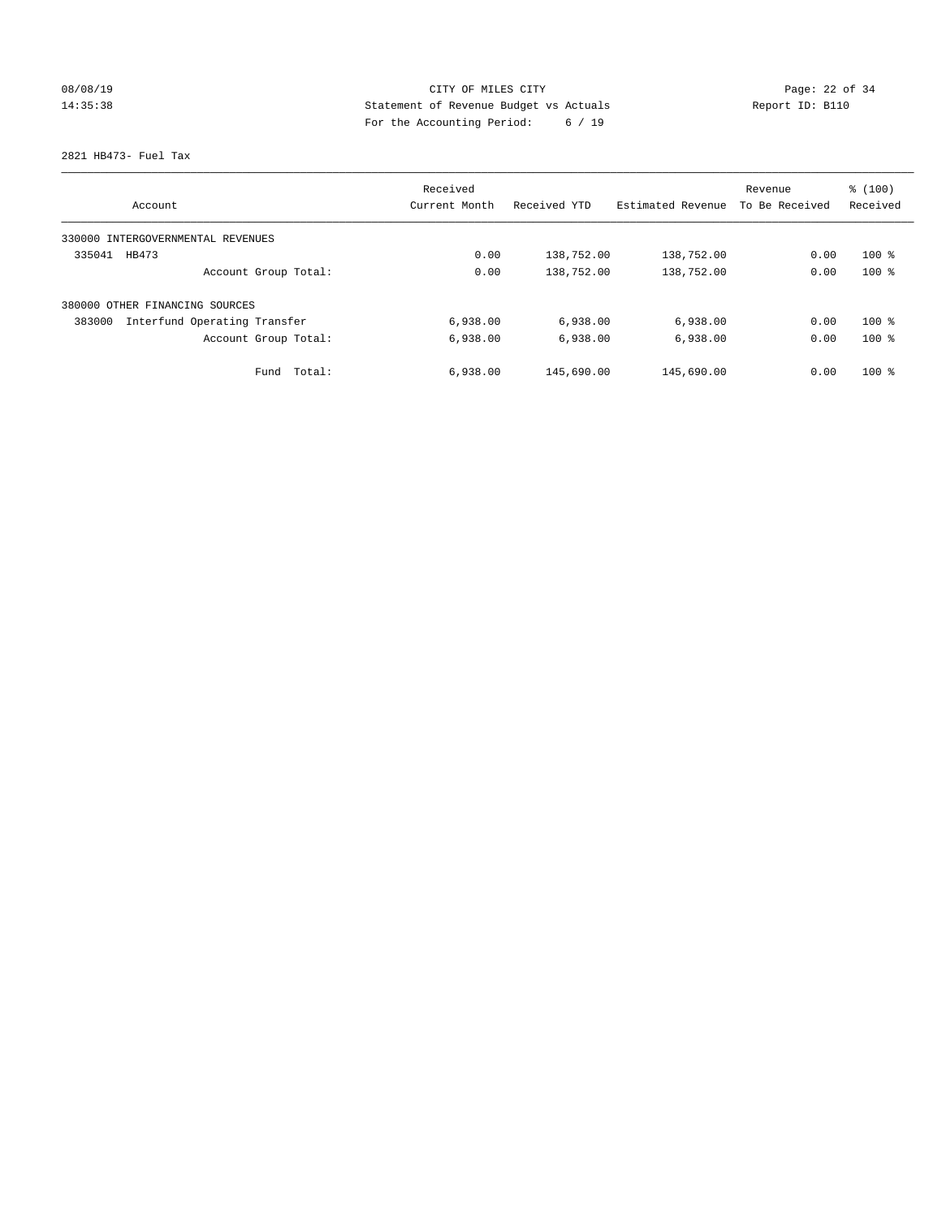CITY OF MILES CITY
Statement of Revenue Budget vs Actuals
For the Accounting Period: 6 / 19

08/08/19
14:35:38

Report ID: B110

2821 HB473- Fuel Tax

| Account | Received Current Month | Received YTD | Estimated Revenue | Revenue To Be Received | % (100) Received |
|---|---|---|---|---|---|
| 330000 INTERGOVERNMENTAL REVENUES | | | | | |
| 335041 HB473 | 0.00 | 138,752.00 | 138,752.00 | 0.00 | 100 % |
| Account Group Total: | 0.00 | 138,752.00 | 138,752.00 | 0.00 | 100 % |
| 380000 OTHER FINANCING SOURCES | | | | | |
| 383000 Interfund Operating Transfer | 6,938.00 | 6,938.00 | 6,938.00 | 0.00 | 100 % |
| Account Group Total: | 6,938.00 | 6,938.00 | 6,938.00 | 0.00 | 100 % |
| Fund Total: | 6,938.00 | 145,690.00 | 145,690.00 | 0.00 | 100 % |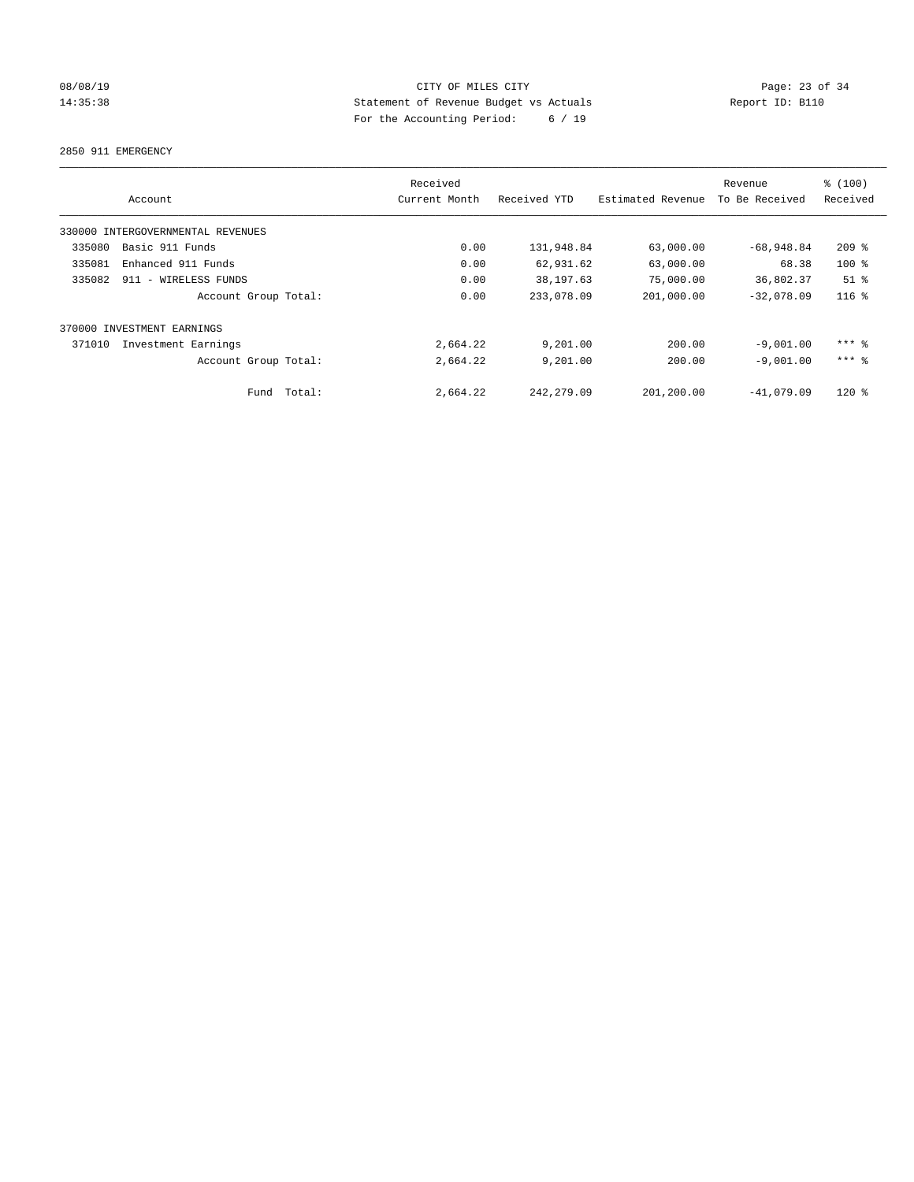CITY OF MILES CITY
Statement of Revenue Budget vs Actuals
For the Accounting Period: 6 / 19

08/08/19
14:35:38

Report ID: B110

2850 911 EMERGENCY

| Account | Received Current Month | Received YTD | Estimated Revenue | Revenue To Be Received | % (100) Received |
|---|---|---|---|---|---|
| 330000 INTERGOVERNMENTAL REVENUES | | | | | |
| 335080 Basic 911 Funds | 0.00 | 131,948.84 | 63,000.00 | -68,948.84 | 209 % |
| 335081 Enhanced 911 Funds | 0.00 | 62,931.62 | 63,000.00 | 68.38 | 100 % |
| 335082 911 - WIRELESS FUNDS | 0.00 | 38,197.63 | 75,000.00 | 36,802.37 | 51 % |
| Account Group Total: | 0.00 | 233,078.09 | 201,000.00 | -32,078.09 | 116 % |
| 370000 INVESTMENT EARNINGS | | | | | |
| 371010 Investment Earnings | 2,664.22 | 9,201.00 | 200.00 | -9,001.00 | *** % |
| Account Group Total: | 2,664.22 | 9,201.00 | 200.00 | -9,001.00 | *** % |
| Fund Total: | 2,664.22 | 242,279.09 | 201,200.00 | -41,079.09 | 120 % |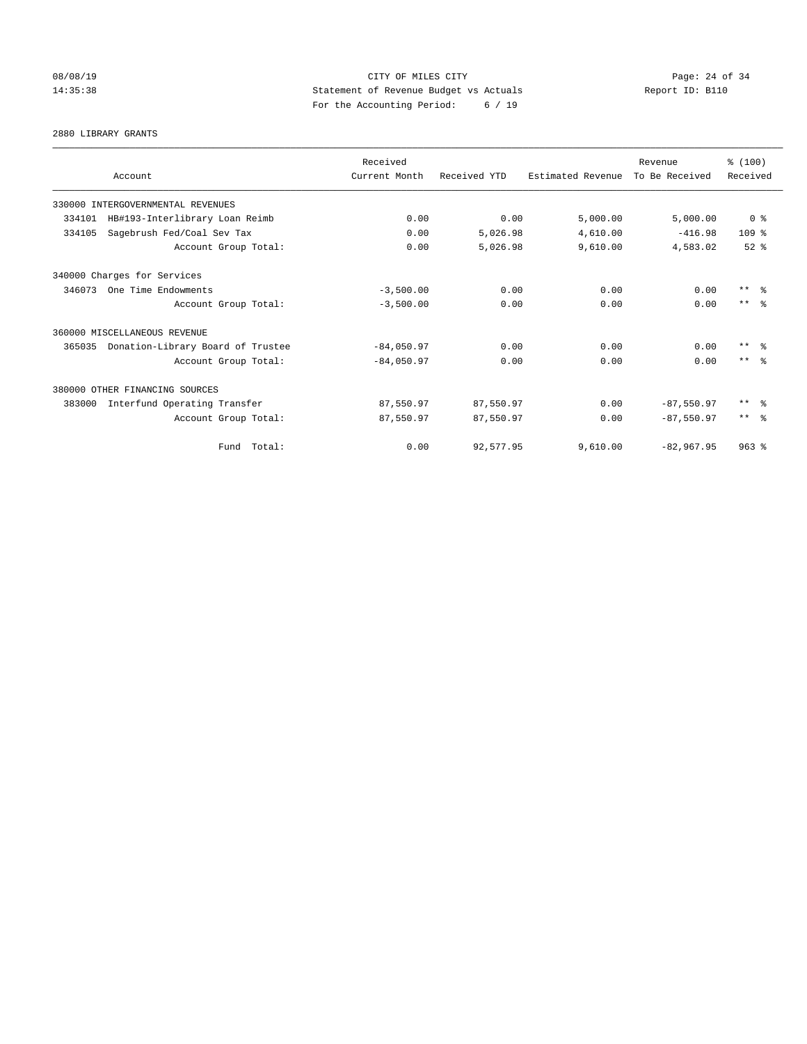CITY OF MILES CITY
Statement of Revenue Budget vs Actuals
For the Accounting Period: 6 / 19

08/08/19
14:35:38

Report ID: B110

2880 LIBRARY GRANTS

| Account | Received Current Month | Received YTD | Estimated Revenue | Revenue To Be Received | % (100) Received |
|---|---|---|---|---|---|
| 330000 INTERGOVERNMENTAL REVENUES | | | | | |
| 334101 HB#193-Interlibrary Loan Reimb | 0.00 | 0.00 | 5,000.00 | 5,000.00 | 0 % |
| 334105 Sagebrush Fed/Coal Sev Tax | 0.00 | 5,026.98 | 4,610.00 | -416.98 | 109 % |
| Account Group Total: | 0.00 | 5,026.98 | 9,610.00 | 4,583.02 | 52 % |
| 340000 Charges for Services | | | | | |
| 346073 One Time Endowments | -3,500.00 | 0.00 | 0.00 | 0.00 | ** % |
| Account Group Total: | -3,500.00 | 0.00 | 0.00 | 0.00 | ** % |
| 360000 MISCELLANEOUS REVENUE | | | | | |
| 365035 Donation-Library Board of Trustee | -84,050.97 | 0.00 | 0.00 | 0.00 | ** % |
| Account Group Total: | -84,050.97 | 0.00 | 0.00 | 0.00 | ** % |
| 380000 OTHER FINANCING SOURCES | | | | | |
| 383000 Interfund Operating Transfer | 87,550.97 | 87,550.97 | 0.00 | -87,550.97 | ** % |
| Account Group Total: | 87,550.97 | 87,550.97 | 0.00 | -87,550.97 | ** % |
| Fund Total: | 0.00 | 92,577.95 | 9,610.00 | -82,967.95 | 963 % |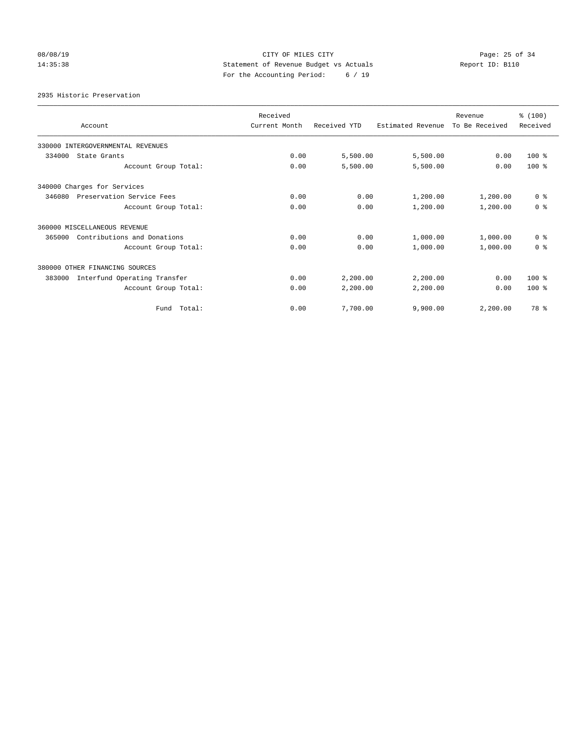CITY OF MILES CITY
Statement of Revenue Budget vs Actuals
For the Accounting Period: 6 / 19

08/08/19
14:35:38

Report ID: B110

2935 Historic Preservation

| Account | Received Current Month | Received YTD | Estimated Revenue | Revenue To Be Received | % (100) Received |
|---|---|---|---|---|---|
| 330000 INTERGOVERNMENTAL REVENUES | | | | | |
| 334000 State Grants | 0.00 | 5,500.00 | 5,500.00 | 0.00 | 100 % |
| Account Group Total: | 0.00 | 5,500.00 | 5,500.00 | 0.00 | 100 % |
| 340000 Charges for Services | | | | | |
| 346080 Preservation Service Fees | 0.00 | 0.00 | 1,200.00 | 1,200.00 | 0 % |
| Account Group Total: | 0.00 | 0.00 | 1,200.00 | 1,200.00 | 0 % |
| 360000 MISCELLANEOUS REVENUE | | | | | |
| 365000 Contributions and Donations | 0.00 | 0.00 | 1,000.00 | 1,000.00 | 0 % |
| Account Group Total: | 0.00 | 0.00 | 1,000.00 | 1,000.00 | 0 % |
| 380000 OTHER FINANCING SOURCES | | | | | |
| 383000 Interfund Operating Transfer | 0.00 | 2,200.00 | 2,200.00 | 0.00 | 100 % |
| Account Group Total: | 0.00 | 2,200.00 | 2,200.00 | 0.00 | 100 % |
| Fund Total: | 0.00 | 7,700.00 | 9,900.00 | 2,200.00 | 78 % |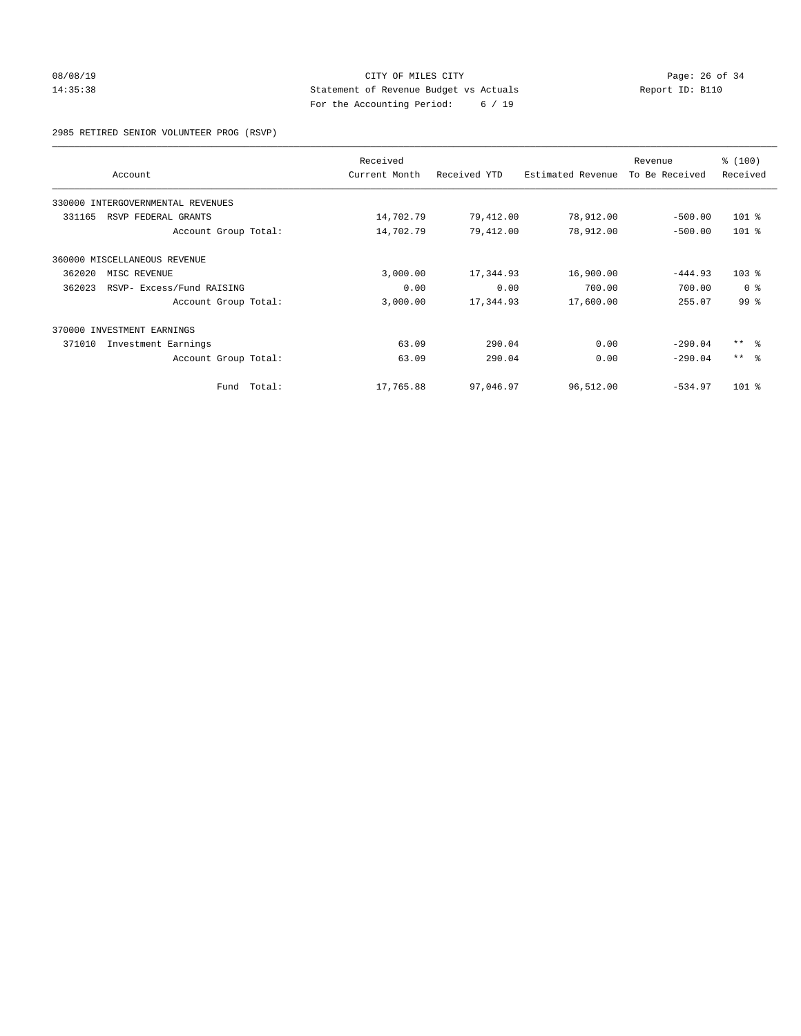CITY OF MILES CITY
Statement of Revenue Budget vs Actuals
For the Accounting Period: 6 / 19

08/08/19
14:35:38

Report ID: B110

2985 RETIRED SENIOR VOLUNTEER PROG (RSVP)

| Account | Received Current Month | Received YTD | Estimated Revenue | Revenue To Be Received | % (100) Received |
|---|---|---|---|---|---|
| 330000 INTERGOVERNMENTAL REVENUES | | | | | |
| 331165 RSVP FEDERAL GRANTS | 14,702.79 | 79,412.00 | 78,912.00 | -500.00 | 101 % |
| Account Group Total: | 14,702.79 | 79,412.00 | 78,912.00 | -500.00 | 101 % |
| 360000 MISCELLANEOUS REVENUE | | | | | |
| 362020 MISC REVENUE | 3,000.00 | 17,344.93 | 16,900.00 | -444.93 | 103 % |
| 362023 RSVP- Excess/Fund RAISING | 0.00 | 0.00 | 700.00 | 700.00 | 0 % |
| Account Group Total: | 3,000.00 | 17,344.93 | 17,600.00 | 255.07 | 99 % |
| 370000 INVESTMENT EARNINGS | | | | | |
| 371010 Investment Earnings | 63.09 | 290.04 | 0.00 | -290.04 | ** % |
| Account Group Total: | 63.09 | 290.04 | 0.00 | -290.04 | ** % |
| Fund Total: | 17,765.88 | 97,046.97 | 96,512.00 | -534.97 | 101 % |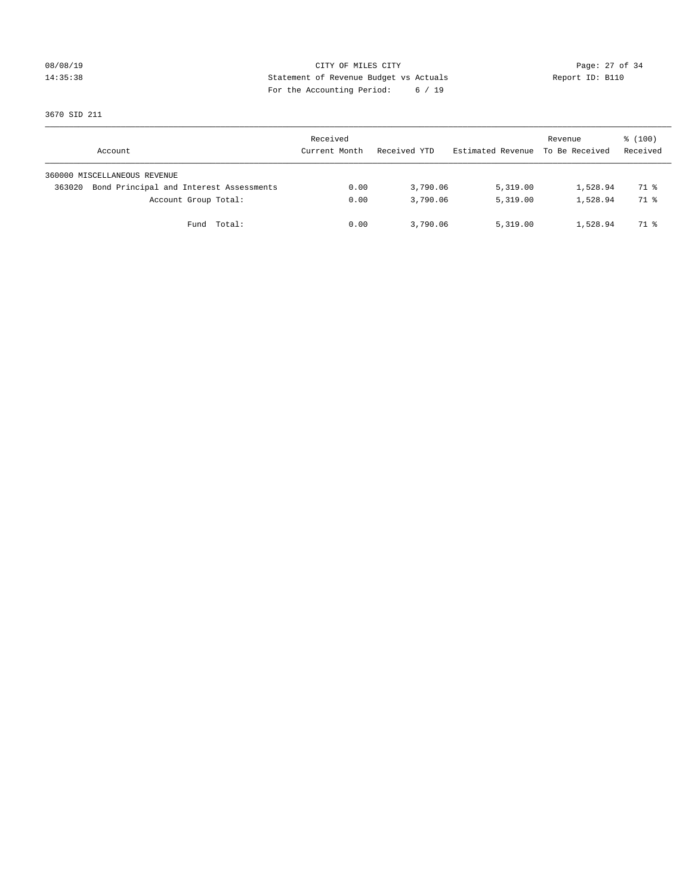CITY OF MILES CITY

Statement of Revenue Budget vs Actuals

For the Accounting Period: 6 / 19

08/08/19
14:35:38

Report ID: B110

3670 SID 211

| Account | Received Current Month | Received YTD | Estimated Revenue | Revenue To Be Received | % (100) Received |
|---|---|---|---|---|---|
| 360000 MISCELLANEOUS REVENUE | | | | | |
| 363020 Bond Principal and Interest Assessments | 0.00 | 3,790.06 | 5,319.00 | 1,528.94 | 71 % |
| Account Group Total: | 0.00 | 3,790.06 | 5,319.00 | 1,528.94 | 71 % |
| Fund Total: | 0.00 | 3,790.06 | 5,319.00 | 1,528.94 | 71 % |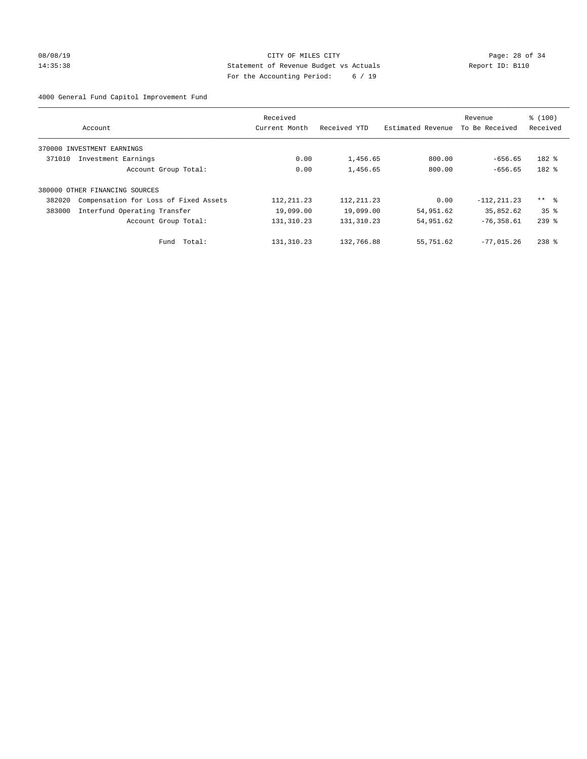CITY OF MILES CITY
Statement of Revenue Budget vs Actuals
For the Accounting Period: 6 / 19

08/08/19
14:35:38

Report ID: B110

4000 General Fund Capitol Improvement Fund

| Account | Received Current Month | Received YTD | Estimated Revenue | Revenue To Be Received | % (100) Received |
|---|---|---|---|---|---|
| 370000 INVESTMENT EARNINGS | | | | | |
| 371010 Investment Earnings | 0.00 | 1,456.65 | 800.00 | -656.65 | 182 % |
| Account Group Total: | 0.00 | 1,456.65 | 800.00 | -656.65 | 182 % |
| 380000 OTHER FINANCING SOURCES | | | | | |
| 382020 Compensation for Loss of Fixed Assets | 112,211.23 | 112,211.23 | 0.00 | -112,211.23 | ** % |
| 383000 Interfund Operating Transfer | 19,099.00 | 19,099.00 | 54,951.62 | 35,852.62 | 35 % |
| Account Group Total: | 131,310.23 | 131,310.23 | 54,951.62 | -76,358.61 | 239 % |
| Fund Total: | 131,310.23 | 132,766.88 | 55,751.62 | -77,015.26 | 238 % |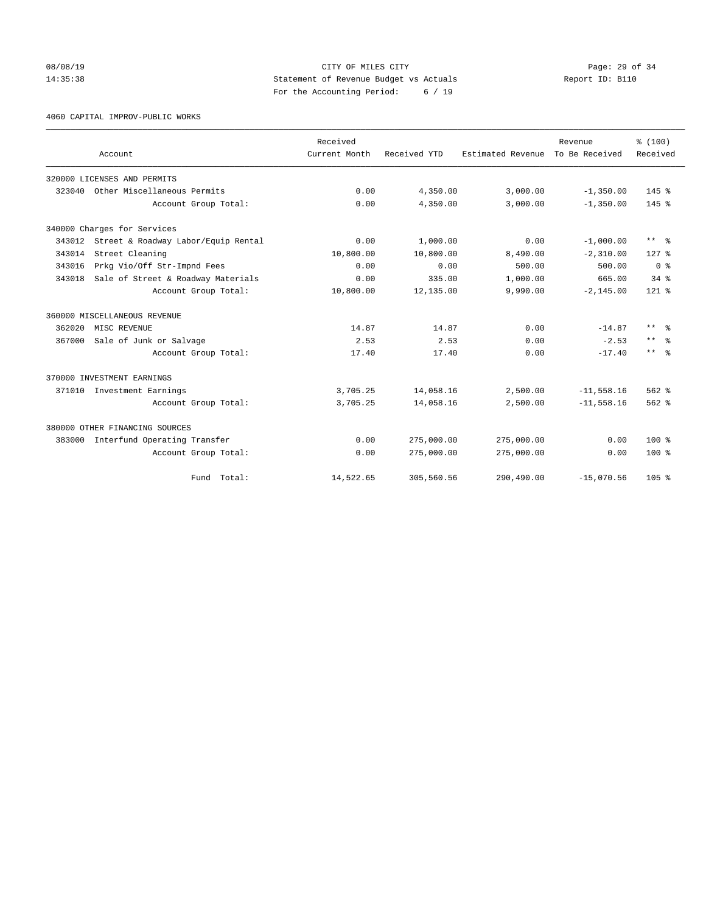CITY OF MILES CITY
Statement of Revenue Budget vs Actuals
For the Accounting Period: 6 / 19

08/08/19
14:35:38
Report ID: B110

4060 CAPITAL IMPROV-PUBLIC WORKS

| Account | Received Current Month | Received YTD | Estimated Revenue | Revenue To Be Received | % (100) Received |
|---|---|---|---|---|---|
| 320000 LICENSES AND PERMITS | | | | | |
| 323040 Other Miscellaneous Permits | 0.00 | 4,350.00 | 3,000.00 | -1,350.00 | 145 % |
| Account Group Total: | 0.00 | 4,350.00 | 3,000.00 | -1,350.00 | 145 % |
| 340000 Charges for Services | | | | | |
| 343012 Street & Roadway Labor/Equip Rental | 0.00 | 1,000.00 | 0.00 | -1,000.00 | ** % |
| 343014 Street Cleaning | 10,800.00 | 10,800.00 | 8,490.00 | -2,310.00 | 127 % |
| 343016 Prkg Vio/Off Str-Impnd Fees | 0.00 | 0.00 | 500.00 | 500.00 | 0 % |
| 343018 Sale of Street & Roadway Materials | 0.00 | 335.00 | 1,000.00 | 665.00 | 34 % |
| Account Group Total: | 10,800.00 | 12,135.00 | 9,990.00 | -2,145.00 | 121 % |
| 360000 MISCELLANEOUS REVENUE | | | | | |
| 362020 MISC REVENUE | 14.87 | 14.87 | 0.00 | -14.87 | ** % |
| 367000 Sale of Junk or Salvage | 2.53 | 2.53 | 0.00 | -2.53 | ** % |
| Account Group Total: | 17.40 | 17.40 | 0.00 | -17.40 | ** % |
| 370000 INVESTMENT EARNINGS | | | | | |
| 371010 Investment Earnings | 3,705.25 | 14,058.16 | 2,500.00 | -11,558.16 | 562 % |
| Account Group Total: | 3,705.25 | 14,058.16 | 2,500.00 | -11,558.16 | 562 % |
| 380000 OTHER FINANCING SOURCES | | | | | |
| 383000 Interfund Operating Transfer | 0.00 | 275,000.00 | 275,000.00 | 0.00 | 100 % |
| Account Group Total: | 0.00 | 275,000.00 | 275,000.00 | 0.00 | 100 % |
| Fund Total: | 14,522.65 | 305,560.56 | 290,490.00 | -15,070.56 | 105 % |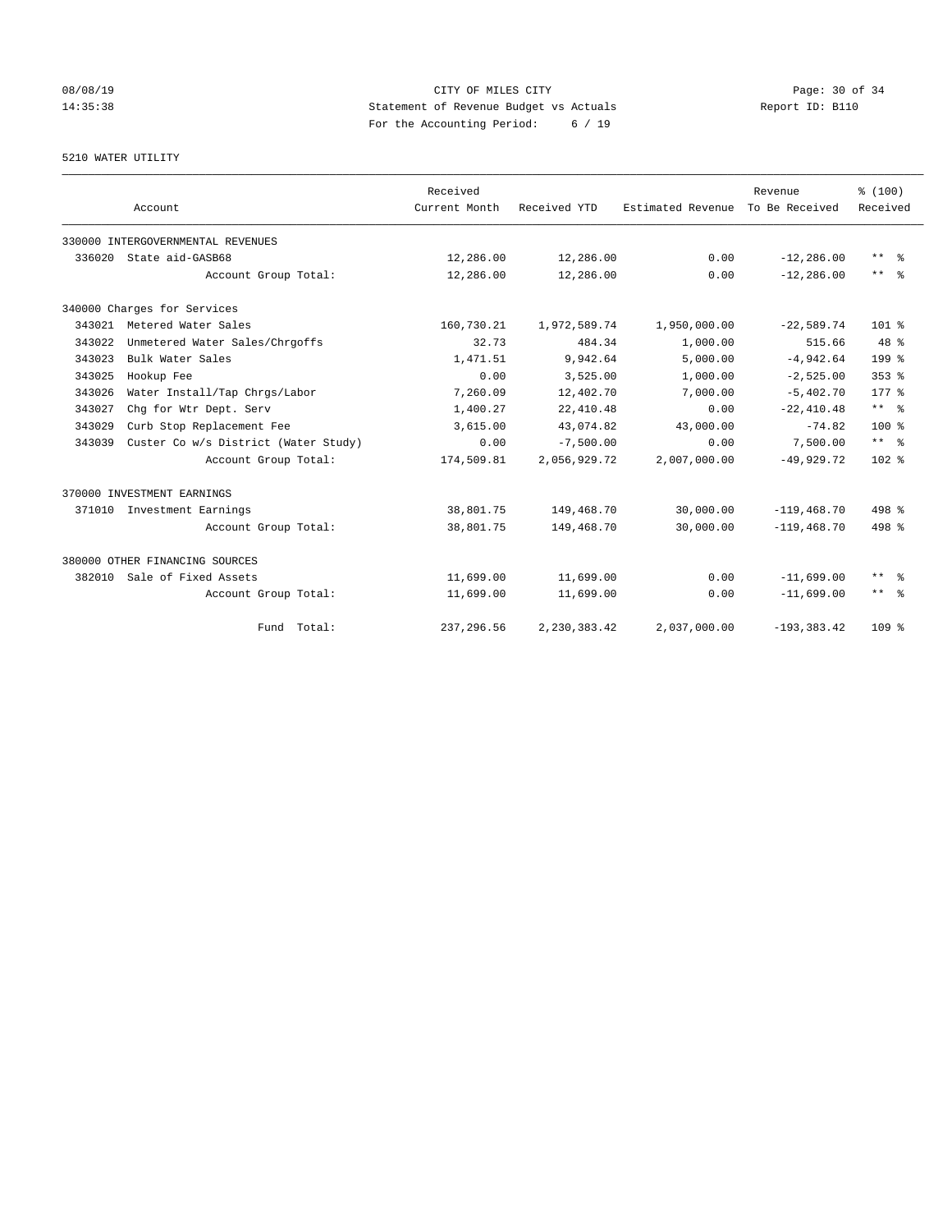CITY OF MILES CITY
Statement of Revenue Budget vs Actuals
For the Accounting Period: 6 / 19

08/08/19
14:35:38

Report ID: B110

5210 WATER UTILITY

| Account | | Received Current Month | Received YTD | Estimated Revenue | Revenue To Be Received | % (100) Received |
|---|---|---|---|---|---|---|
| 330000 INTERGOVERNMENTAL REVENUES | | | | | | |
| 336020 | State aid-GASB68 | 12,286.00 | 12,286.00 | 0.00 | -12,286.00 | ** % |
| | Account Group Total: | 12,286.00 | 12,286.00 | 0.00 | -12,286.00 | ** % |
| 340000 Charges for Services | | | | | | |
| 343021 | Metered Water Sales | 160,730.21 | 1,972,589.74 | 1,950,000.00 | -22,589.74 | 101 % |
| 343022 | Unmetered Water Sales/Chrgoffs | 32.73 | 484.34 | 1,000.00 | 515.66 | 48 % |
| 343023 | Bulk Water Sales | 1,471.51 | 9,942.64 | 5,000.00 | -4,942.64 | 199 % |
| 343025 | Hookup Fee | 0.00 | 3,525.00 | 1,000.00 | -2,525.00 | 353 % |
| 343026 | Water Install/Tap Chrgs/Labor | 7,260.09 | 12,402.70 | 7,000.00 | -5,402.70 | 177 % |
| 343027 | Chg for Wtr Dept. Serv | 1,400.27 | 22,410.48 | 0.00 | -22,410.48 | ** % |
| 343029 | Curb Stop Replacement Fee | 3,615.00 | 43,074.82 | 43,000.00 | -74.82 | 100 % |
| 343039 | Custer Co w/s District (Water Study) | 0.00 | -7,500.00 | 0.00 | 7,500.00 | ** % |
| | Account Group Total: | 174,509.81 | 2,056,929.72 | 2,007,000.00 | -49,929.72 | 102 % |
| 370000 INVESTMENT EARNINGS | | | | | | |
| 371010 | Investment Earnings | 38,801.75 | 149,468.70 | 30,000.00 | -119,468.70 | 498 % |
| | Account Group Total: | 38,801.75 | 149,468.70 | 30,000.00 | -119,468.70 | 498 % |
| 380000 OTHER FINANCING SOURCES | | | | | | |
| 382010 | Sale of Fixed Assets | 11,699.00 | 11,699.00 | 0.00 | -11,699.00 | ** % |
| | Account Group Total: | 11,699.00 | 11,699.00 | 0.00 | -11,699.00 | ** % |
| | Fund Total: | 237,296.56 | 2,230,383.42 | 2,037,000.00 | -193,383.42 | 109 % |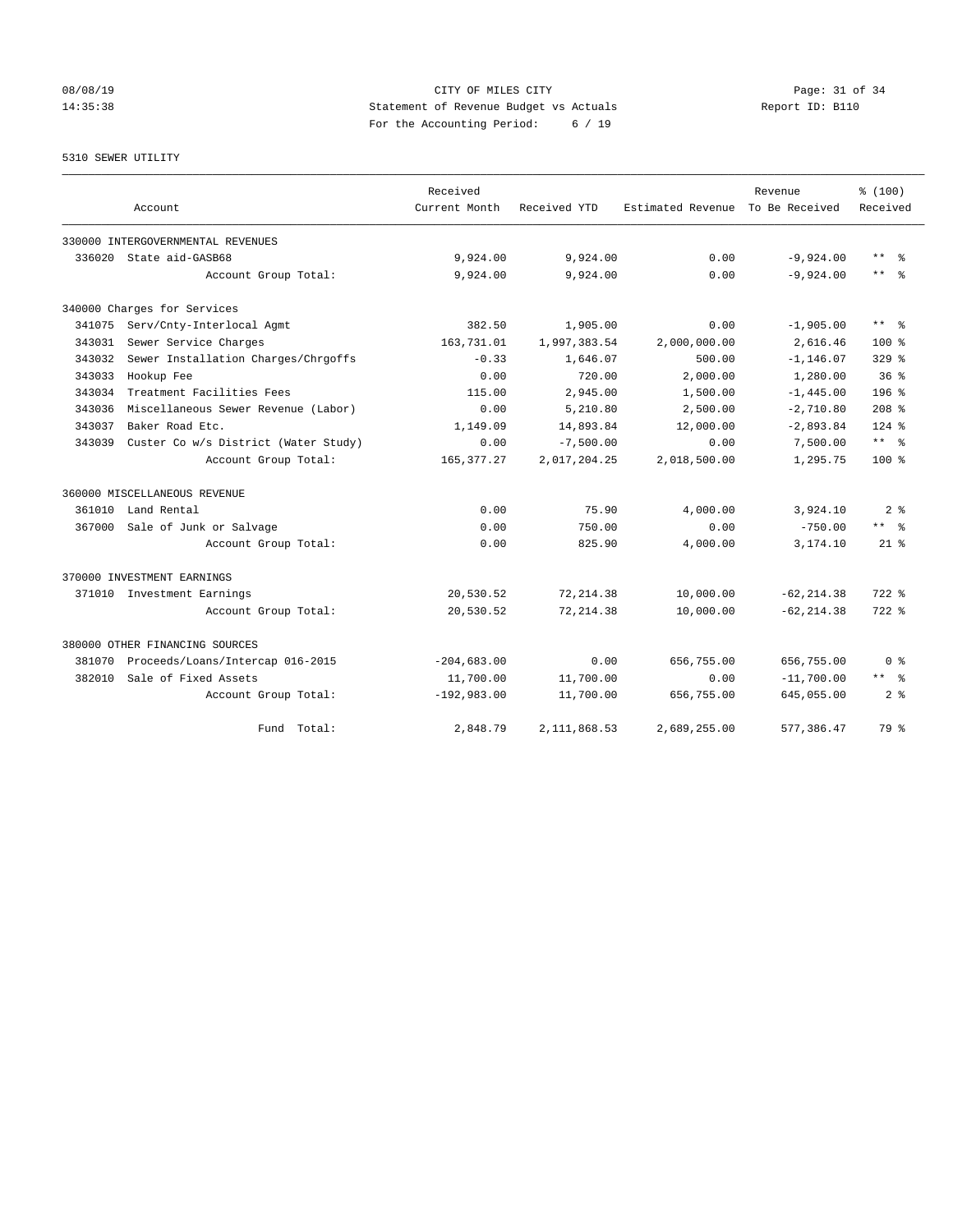CITY OF MILES CITY
Statement of Revenue Budget vs Actuals
For the Accounting Period: 6 / 19

08/08/19
14:35:38

Report ID: B110

5310 SEWER UTILITY

| Account | Received Current Month | Received YTD | Estimated Revenue | Revenue To Be Received | % (100) Received |
|---|---|---|---|---|---|
| 330000 INTERGOVERNMENTAL REVENUES | | | | | |
| 336020 State aid-GASB68 | 9,924.00 | 9,924.00 | 0.00 | -9,924.00 | ** % |
| Account Group Total: | 9,924.00 | 9,924.00 | 0.00 | -9,924.00 | ** % |
| 340000 Charges for Services | | | | | |
| 341075 Serv/Cnty-Interlocal Agmt | 382.50 | 1,905.00 | 0.00 | -1,905.00 | ** % |
| 343031 Sewer Service Charges | 163,731.01 | 1,997,383.54 | 2,000,000.00 | 2,616.46 | 100 % |
| 343032 Sewer Installation Charges/Chrgoffs | -0.33 | 1,646.07 | 500.00 | -1,146.07 | 329 % |
| 343033 Hookup Fee | 0.00 | 720.00 | 2,000.00 | 1,280.00 | 36 % |
| 343034 Treatment Facilities Fees | 115.00 | 2,945.00 | 1,500.00 | -1,445.00 | 196 % |
| 343036 Miscellaneous Sewer Revenue (Labor) | 0.00 | 5,210.80 | 2,500.00 | -2,710.80 | 208 % |
| 343037 Baker Road Etc. | 1,149.09 | 14,893.84 | 12,000.00 | -2,893.84 | 124 % |
| 343039 Custer Co w/s District (Water Study) | 0.00 | -7,500.00 | 0.00 | 7,500.00 | ** % |
| Account Group Total: | 165,377.27 | 2,017,204.25 | 2,018,500.00 | 1,295.75 | 100 % |
| 360000 MISCELLANEOUS REVENUE | | | | | |
| 361010 Land Rental | 0.00 | 75.90 | 4,000.00 | 3,924.10 | 2 % |
| 367000 Sale of Junk or Salvage | 0.00 | 750.00 | 0.00 | -750.00 | ** % |
| Account Group Total: | 0.00 | 825.90 | 4,000.00 | 3,174.10 | 21 % |
| 370000 INVESTMENT EARNINGS | | | | | |
| 371010 Investment Earnings | 20,530.52 | 72,214.38 | 10,000.00 | -62,214.38 | 722 % |
| Account Group Total: | 20,530.52 | 72,214.38 | 10,000.00 | -62,214.38 | 722 % |
| 380000 OTHER FINANCING SOURCES | | | | | |
| 381070 Proceeds/Loans/Intercap 016-2015 | -204,683.00 | 0.00 | 656,755.00 | 656,755.00 | 0 % |
| 382010 Sale of Fixed Assets | 11,700.00 | 11,700.00 | 0.00 | -11,700.00 | ** % |
| Account Group Total: | -192,983.00 | 11,700.00 | 656,755.00 | 645,055.00 | 2 % |
| Fund Total: | 2,848.79 | 2,111,868.53 | 2,689,255.00 | 577,386.47 | 79 % |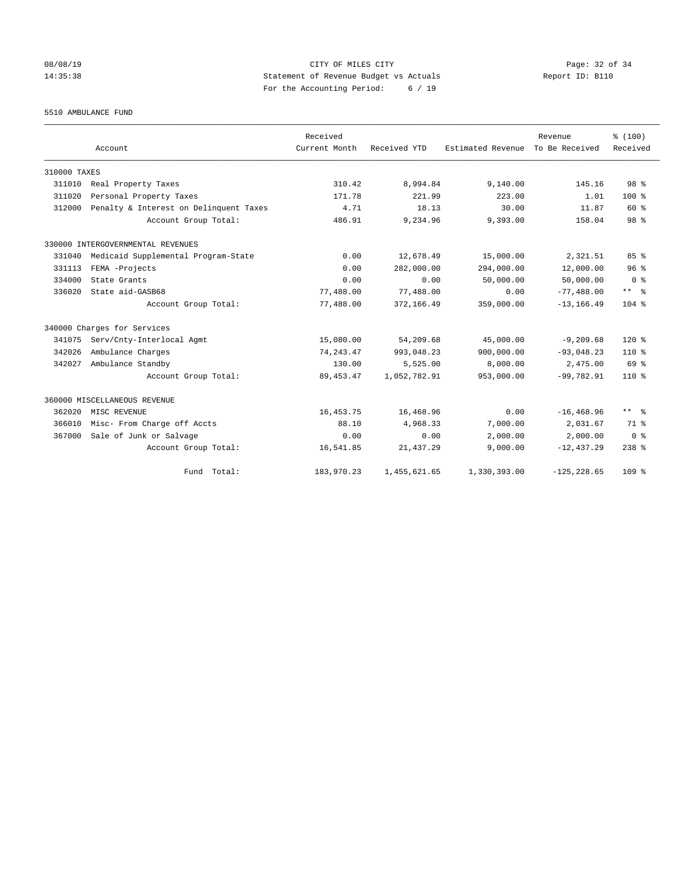08/08/19 CITY OF MILES CITY
14:35:38 Statement of Revenue Budget vs Actuals Report ID: B110
For the Accounting Period: 6 / 19

5510 AMBULANCE FUND

| Account | | Received Current Month | Received YTD | Estimated Revenue | Revenue To Be Received | % (100) Received |
|---|---|---|---|---|---|---|
| 310000 TAXES | | | | | | |
| 311010 | Real Property Taxes | 310.42 | 8,994.84 | 9,140.00 | 145.16 | 98 % |
| 311020 | Personal Property Taxes | 171.78 | 221.99 | 223.00 | 1.01 | 100 % |
| 312000 | Penalty & Interest on Delinquent Taxes | 4.71 | 18.13 | 30.00 | 11.87 | 60 % |
| | Account Group Total: | 486.91 | 9,234.96 | 9,393.00 | 158.04 | 98 % |
| 330000 INTERGOVERNMENTAL REVENUES | | | | | | |
| 331040 | Medicaid Supplemental Program-State | 0.00 | 12,678.49 | 15,000.00 | 2,321.51 | 85 % |
| 331113 | FEMA -Projects | 0.00 | 282,000.00 | 294,000.00 | 12,000.00 | 96 % |
| 334000 | State Grants | 0.00 | 0.00 | 50,000.00 | 50,000.00 | 0 % |
| 336020 | State aid-GASB68 | 77,488.00 | 77,488.00 | 0.00 | -77,488.00 | ** % |
| | Account Group Total: | 77,488.00 | 372,166.49 | 359,000.00 | -13,166.49 | 104 % |
| 340000 Charges for Services | | | | | | |
| 341075 | Serv/Cnty-Interlocal Agmt | 15,080.00 | 54,209.68 | 45,000.00 | -9,209.68 | 120 % |
| 342026 | Ambulance Charges | 74,243.47 | 993,048.23 | 900,000.00 | -93,048.23 | 110 % |
| 342027 | Ambulance Standby | 130.00 | 5,525.00 | 8,000.00 | 2,475.00 | 69 % |
| | Account Group Total: | 89,453.47 | 1,052,782.91 | 953,000.00 | -99,782.91 | 110 % |
| 360000 MISCELLANEOUS REVENUE | | | | | | |
| 362020 | MISC REVENUE | 16,453.75 | 16,468.96 | 0.00 | -16,468.96 | ** % |
| 366010 | Misc- From Charge off Accts | 88.10 | 4,968.33 | 7,000.00 | 2,031.67 | 71 % |
| 367000 | Sale of Junk or Salvage | 0.00 | 0.00 | 2,000.00 | 2,000.00 | 0 % |
| | Account Group Total: | 16,541.85 | 21,437.29 | 9,000.00 | -12,437.29 | 238 % |
| | Fund Total: | 183,970.23 | 1,455,621.65 | 1,330,393.00 | -125,228.65 | 109 % |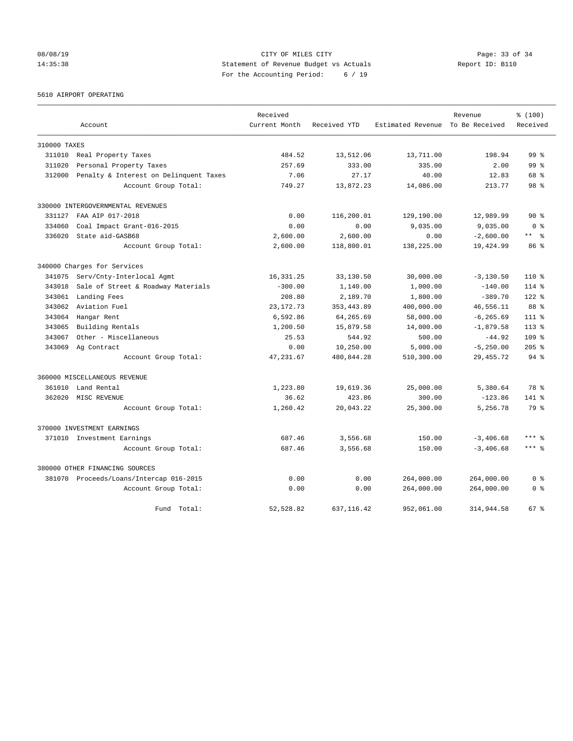CITY OF MILES CITY
Statement of Revenue Budget vs Actuals
For the Accounting Period: 6 / 19

08/08/19
14:35:38

Report ID: B110

5610 AIRPORT OPERATING

| Account | | Received Current Month | Received YTD | Estimated Revenue | Revenue To Be Received | % (100) Received |
|---|---|---|---|---|---|---|
| 310000 TAXES | | | | | | |
| 311010 | Real Property Taxes | 484.52 | 13,512.06 | 13,711.00 | 198.94 | 99 % |
| 311020 | Personal Property Taxes | 257.69 | 333.00 | 335.00 | 2.00 | 99 % |
| 312000 | Penalty & Interest on Delinquent Taxes | 7.06 | 27.17 | 40.00 | 12.83 | 68 % |
| | Account Group Total: | 749.27 | 13,872.23 | 14,086.00 | 213.77 | 98 % |
| 330000 INTERGOVERNMENTAL REVENUES | | | | | | |
| 331127 | FAA AIP 017-2018 | 0.00 | 116,200.01 | 129,190.00 | 12,989.99 | 90 % |
| 334060 | Coal Impact Grant-016-2015 | 0.00 | 0.00 | 9,035.00 | 9,035.00 | 0 % |
| 336020 | State aid-GASB68 | 2,600.00 | 2,600.00 | 0.00 | -2,600.00 | ** % |
| | Account Group Total: | 2,600.00 | 118,800.01 | 138,225.00 | 19,424.99 | 86 % |
| 340000 Charges for Services | | | | | | |
| 341075 | Serv/Cnty-Interlocal Agmt | 16,331.25 | 33,130.50 | 30,000.00 | -3,130.50 | 110 % |
| 343018 | Sale of Street & Roadway Materials | -300.00 | 1,140.00 | 1,000.00 | -140.00 | 114 % |
| 343061 | Landing Fees | 208.80 | 2,189.70 | 1,800.00 | -389.70 | 122 % |
| 343062 | Aviation Fuel | 23,172.73 | 353,443.89 | 400,000.00 | 46,556.11 | 88 % |
| 343064 | Hangar Rent | 6,592.86 | 64,265.69 | 58,000.00 | -6,265.69 | 111 % |
| 343065 | Building Rentals | 1,200.50 | 15,879.58 | 14,000.00 | -1,879.58 | 113 % |
| 343067 | Other - Miscellaneous | 25.53 | 544.92 | 500.00 | -44.92 | 109 % |
| 343069 | Ag Contract | 0.00 | 10,250.00 | 5,000.00 | -5,250.00 | 205 % |
| | Account Group Total: | 47,231.67 | 480,844.28 | 510,300.00 | 29,455.72 | 94 % |
| 360000 MISCELLANEOUS REVENUE | | | | | | |
| 361010 | Land Rental | 1,223.80 | 19,619.36 | 25,000.00 | 5,380.64 | 78 % |
| 362020 | MISC REVENUE | 36.62 | 423.86 | 300.00 | -123.86 | 141 % |
| | Account Group Total: | 1,260.42 | 20,043.22 | 25,300.00 | 5,256.78 | 79 % |
| 370000 INVESTMENT EARNINGS | | | | | | |
| 371010 | Investment Earnings | 687.46 | 3,556.68 | 150.00 | -3,406.68 | *** % |
| | Account Group Total: | 687.46 | 3,556.68 | 150.00 | -3,406.68 | *** % |
| 380000 OTHER FINANCING SOURCES | | | | | | |
| 381070 | Proceeds/Loans/Intercap 016-2015 | 0.00 | 0.00 | 264,000.00 | 264,000.00 | 0 % |
| | Account Group Total: | 0.00 | 0.00 | 264,000.00 | 264,000.00 | 0 % |
| | Fund Total: | 52,528.82 | 637,116.42 | 952,061.00 | 314,944.58 | 67 % |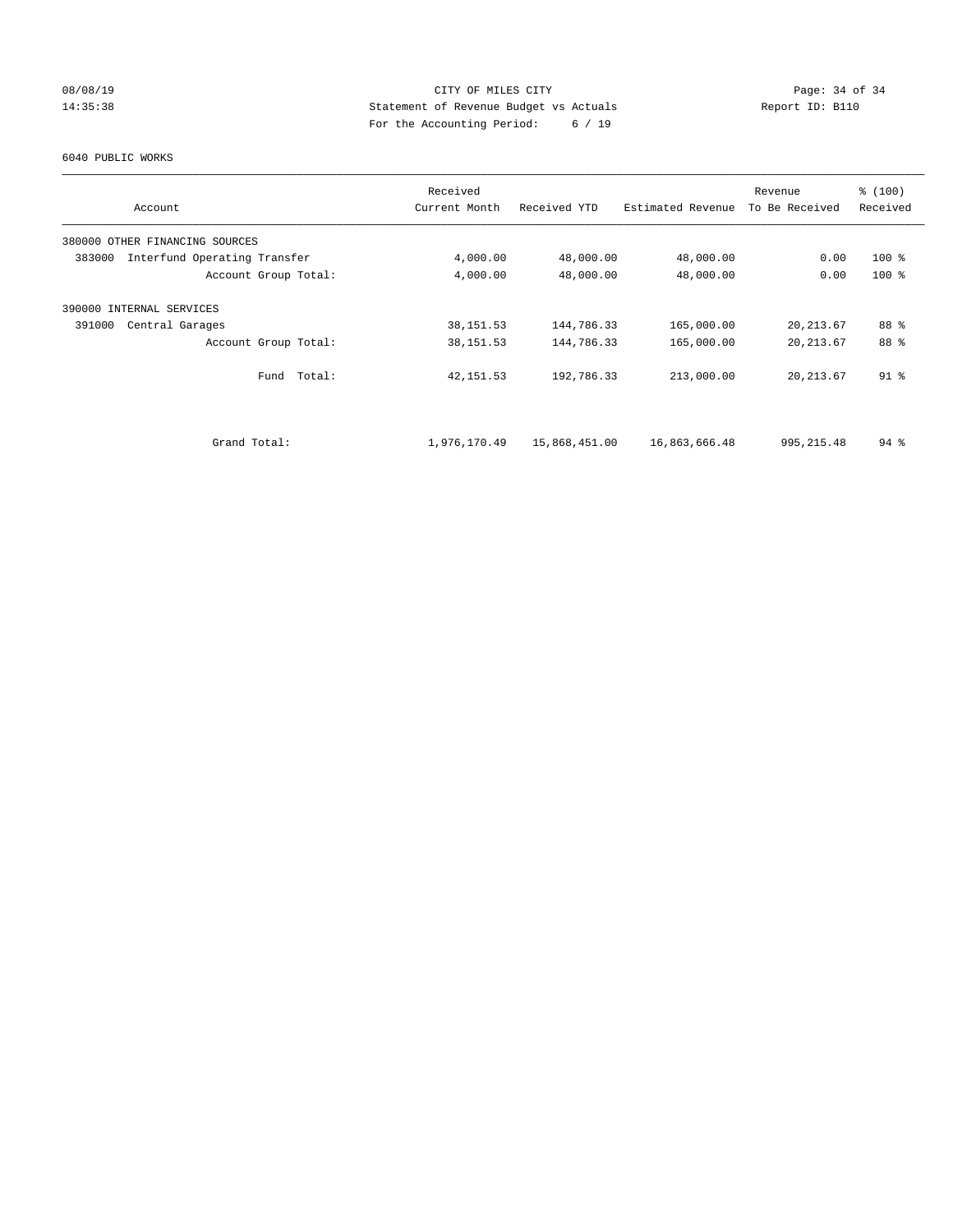08/08/19
14:35:38

CITY OF MILES CITY
Statement of Revenue Budget vs Actuals
For the Accounting Period: 6 / 19

Report ID: B110

6040 PUBLIC WORKS

| Account | Received Current Month | Received YTD | Estimated Revenue | Revenue To Be Received | % (100) Received |
|---|---|---|---|---|---|
| 380000 OTHER FINANCING SOURCES | | | | | |
| 383000 Interfund Operating Transfer | 4,000.00 | 48,000.00 | 48,000.00 | 0.00 | 100 % |
| Account Group Total: | 4,000.00 | 48,000.00 | 48,000.00 | 0.00 | 100 % |
| 390000 INTERNAL SERVICES | | | | | |
| 391000 Central Garages | 38,151.53 | 144,786.33 | 165,000.00 | 20,213.67 | 88 % |
| Account Group Total: | 38,151.53 | 144,786.33 | 165,000.00 | 20,213.67 | 88 % |
| Fund Total: | 42,151.53 | 192,786.33 | 213,000.00 | 20,213.67 | 91 % |
| Grand Total: | 1,976,170.49 | 15,868,451.00 | 16,863,666.48 | 995,215.48 | 94 % |